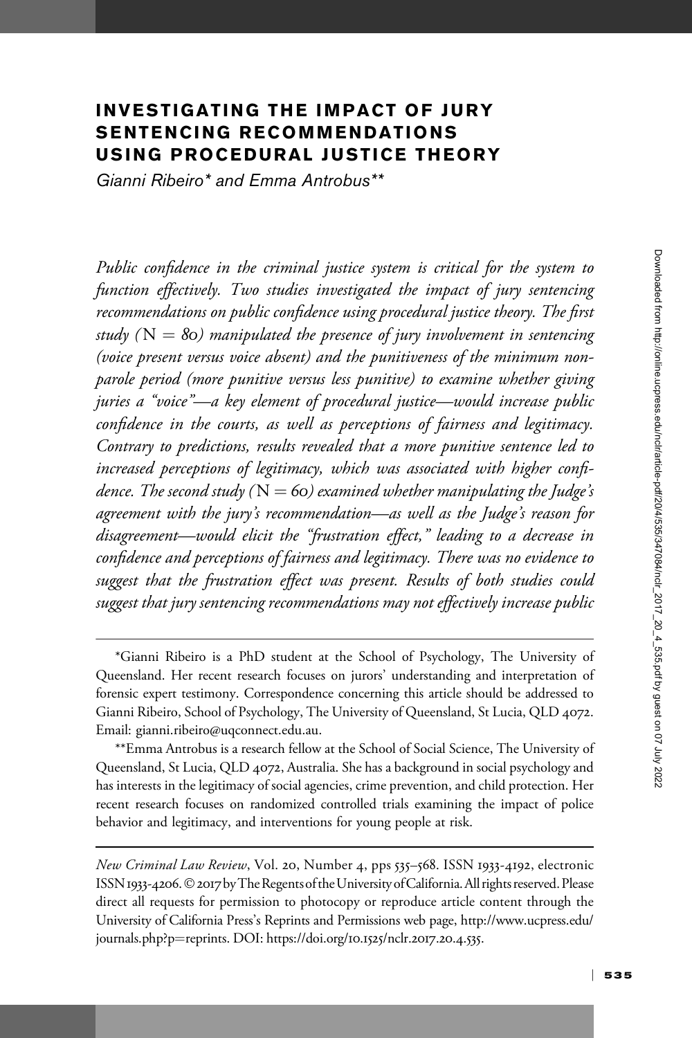# INVESTIGATING THE IMPACT OF JURY SENTENCING RECOMMENDATIONS USING PROCEDURAL JUSTICE THEORY

*Gianni Ribeiro\* and Emma Antrobus\*\**

*Public confidence in the criminal justice system is critical for the system to function effectively. Two studies investigated the impact of jury sentencing recommendations on public confidence using procedural justice theory. The first study (N = 80) manipulated the presence of jury involvement in sentencing (voice present versus voice absent) and the punitiveness of the minimum non-parole period (more punitive versus less punitive) to examine whether giving juries a "voice"—a key element of procedural justice—would increase public confidence in the courts, as well as perceptions of fairness and legitimacy. Contrary to predictions, results revealed that a more punitive sentence led to increased perceptions of legitimacy, which was associated with higher confidence. The second study (N = 60) examined whether manipulating the Judge's agreement with the jury's recommendation—as well as the Judge's reason for disagreement—would elicit the "frustration effect," leading to a decrease in confidence and perceptions of fairness and legitimacy. There was no evidence to suggest that the frustration effect was present. Results of both studies could suggest that jury sentencing recommendations may not effectively increase public*

---

\*Gianni Ribeiro is a PhD student at the School of Psychology, The University of Queensland. Her recent research focuses on jurors' understanding and interpretation of forensic expert testimony. Correspondence concerning this article should be addressed to Gianni Ribeiro, School of Psychology, The University of Queensland, St Lucia, QLD 4072. Email: gianni.ribeiro@uqconnect.edu.au.

\*\*Emma Antrobus is a research fellow at the School of Social Science, The University of Queensland, St Lucia, QLD 4072, Australia. She has a background in social psychology and has interests in the legitimacy of social agencies, crime prevention, and child protection. Her recent research focuses on randomized controlled trials examining the impact of police behavior and legitimacy, and interventions for young people at risk.

*New Criminal Law Review*, Vol. 20, Number 4, pps 535–568. ISSN 1933-4192, electronic ISSN 1933-4206. © 2017 by The Regents of the University of California. All rights reserved. Please direct all requests for permission to photocopy or reproduce article content through the University of California Press's Reprints and Permissions web page, http://www.ucpress.edu/journals.php?p=reprints. DOI: https://doi.org/10.1525/nclr.2017.20.4.535.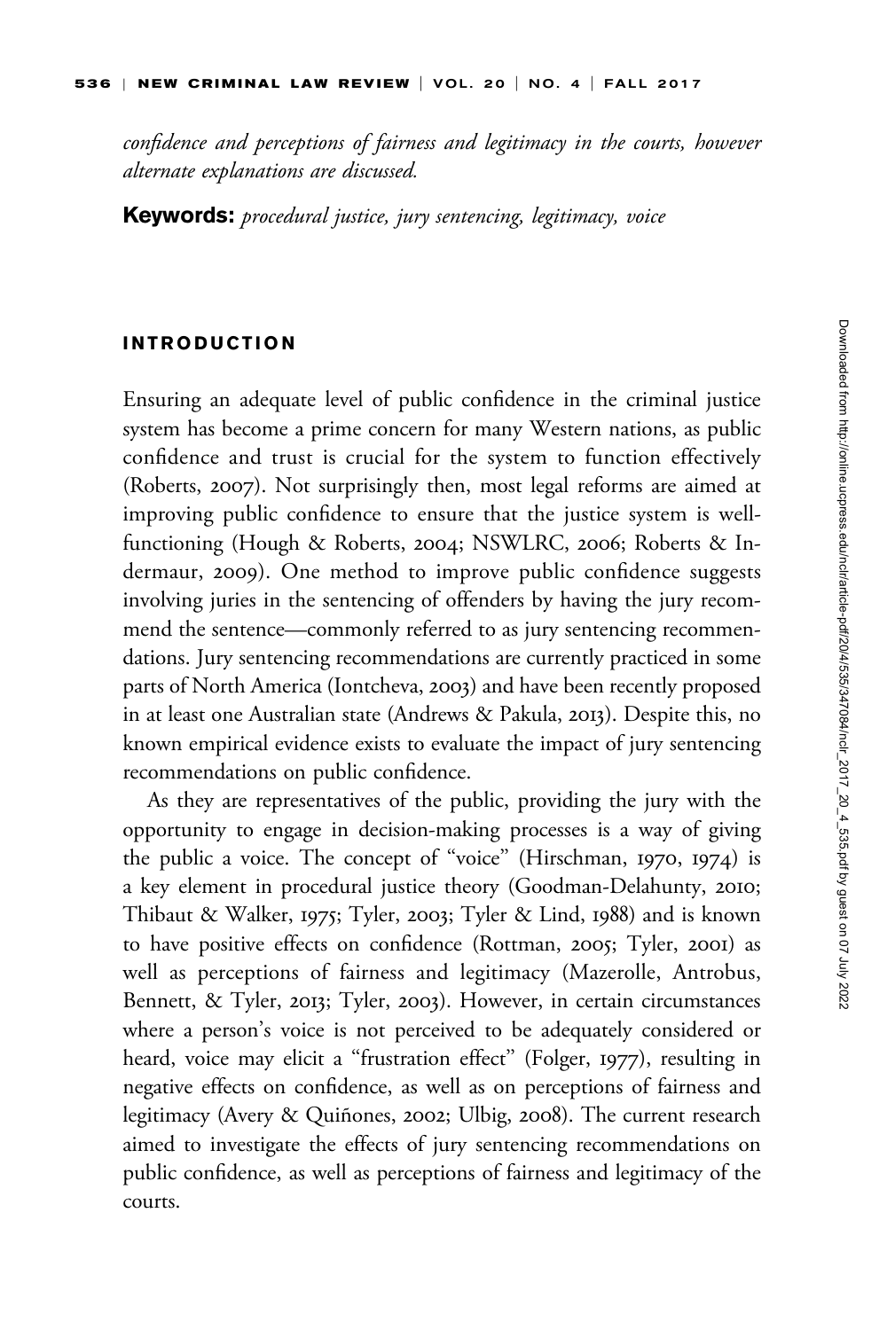*confidence and perceptions of fairness and legitimacy in the courts, however alternate explanations are discussed.*

**Keywords:** *procedural justice, jury sentencing, legitimacy, voice*

## INTRODUCTION

Ensuring an adequate level of public confidence in the criminal justice system has become a prime concern for many Western nations, as public confidence and trust is crucial for the system to function effectively (Roberts, 2007). Not surprisingly then, most legal reforms are aimed at improving public confidence to ensure that the justice system is well-functioning (Hough & Roberts, 2004; NSWLRC, 2006; Roberts & Indermaur, 2009). One method to improve public confidence suggests involving juries in the sentencing of offenders by having the jury recommend the sentence—commonly referred to as jury sentencing recommendations. Jury sentencing recommendations are currently practiced in some parts of North America (Iontcheva, 2003) and have been recently proposed in at least one Australian state (Andrews & Pakula, 2013). Despite this, no known empirical evidence exists to evaluate the impact of jury sentencing recommendations on public confidence.

As they are representatives of the public, providing the jury with the opportunity to engage in decision-making processes is a way of giving the public a voice. The concept of "voice" (Hirschman, 1970, 1974) is a key element in procedural justice theory (Goodman-Delahunty, 2010; Thibaut & Walker, 1975; Tyler, 2003; Tyler & Lind, 1988) and is known to have positive effects on confidence (Rottman, 2005; Tyler, 2001) as well as perceptions of fairness and legitimacy (Mazerolle, Antrobus, Bennett, & Tyler, 2013; Tyler, 2003). However, in certain circumstances where a person's voice is not perceived to be adequately considered or heard, voice may elicit a "frustration effect" (Folger, 1977), resulting in negative effects on confidence, as well as on perceptions of fairness and legitimacy (Avery & Quiñones, 2002; Ulbig, 2008). The current research aimed to investigate the effects of jury sentencing recommendations on public confidence, as well as perceptions of fairness and legitimacy of the courts.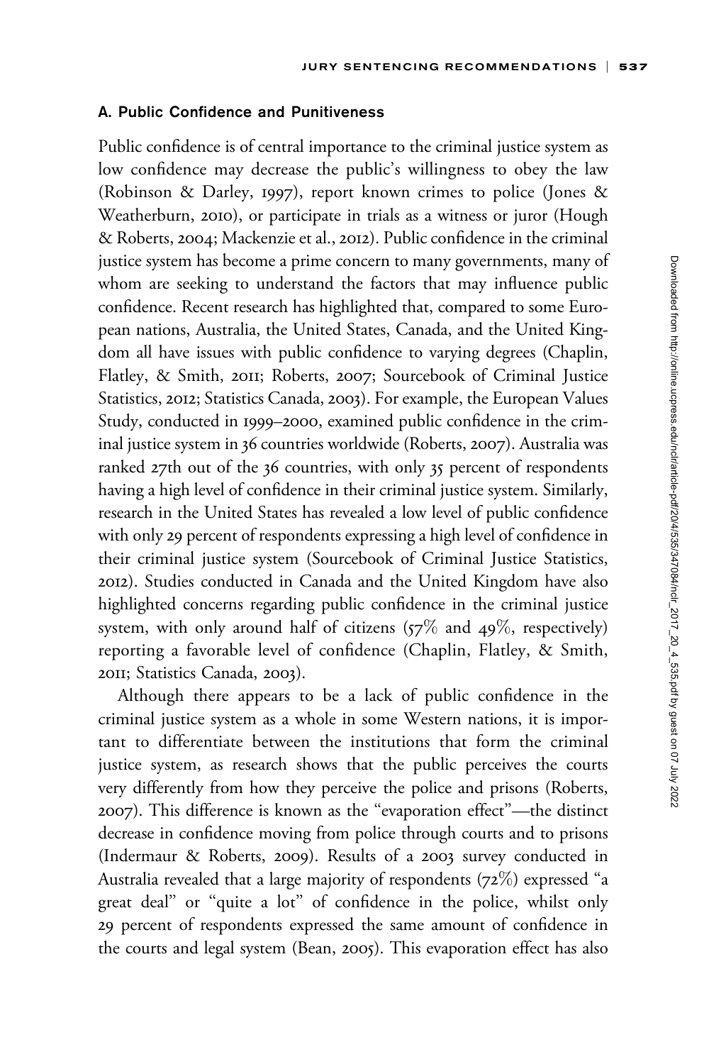### A. Public Confidence and Punitiveness

Public confidence is of central importance to the criminal justice system as low confidence may decrease the public's willingness to obey the law (Robinson & Darley, 1997), report known crimes to police (Jones & Weatherburn, 2010), or participate in trials as a witness or juror (Hough & Roberts, 2004; Mackenzie et al., 2012). Public confidence in the criminal justice system has become a prime concern to many governments, many of whom are seeking to understand the factors that may influence public confidence. Recent research has highlighted that, compared to some European nations, Australia, the United States, Canada, and the United Kingdom all have issues with public confidence to varying degrees (Chaplin, Flatley, & Smith, 2011; Roberts, 2007; Sourcebook of Criminal Justice Statistics, 2012; Statistics Canada, 2003). For example, the European Values Study, conducted in 1999–2000, examined public confidence in the criminal justice system in 36 countries worldwide (Roberts, 2007). Australia was ranked 27th out of the 36 countries, with only 35 percent of respondents having a high level of confidence in their criminal justice system. Similarly, research in the United States has revealed a low level of public confidence with only 29 percent of respondents expressing a high level of confidence in their criminal justice system (Sourcebook of Criminal Justice Statistics, 2012). Studies conducted in Canada and the United Kingdom have also highlighted concerns regarding public confidence in the criminal justice system, with only around half of citizens (57% and 49%, respectively) reporting a favorable level of confidence (Chaplin, Flatley, & Smith, 2011; Statistics Canada, 2003).

Although there appears to be a lack of public confidence in the criminal justice system as a whole in some Western nations, it is important to differentiate between the institutions that form the criminal justice system, as research shows that the public perceives the courts very differently from how they perceive the police and prisons (Roberts, 2007). This difference is known as the "evaporation effect"—the distinct decrease in confidence moving from police through courts and to prisons (Indermaur & Roberts, 2009). Results of a 2003 survey conducted in Australia revealed that a large majority of respondents (72%) expressed "a great deal" or "quite a lot" of confidence in the police, whilst only 29 percent of respondents expressed the same amount of confidence in the courts and legal system (Bean, 2005). This evaporation effect has also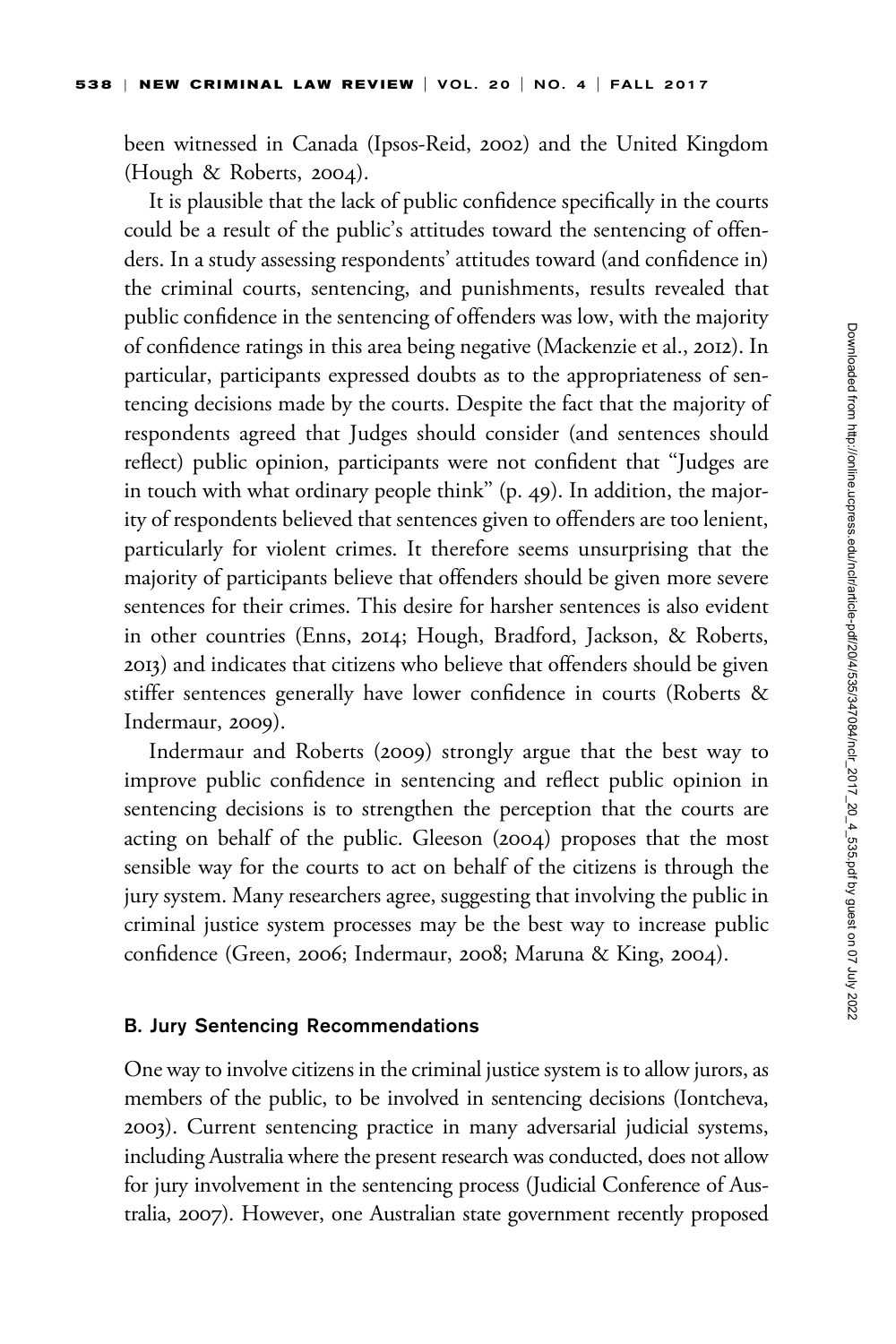been witnessed in Canada (Ipsos-Reid, 2002) and the United Kingdom (Hough & Roberts, 2004).

It is plausible that the lack of public confidence specifically in the courts could be a result of the public's attitudes toward the sentencing of offenders. In a study assessing respondents' attitudes toward (and confidence in) the criminal courts, sentencing, and punishments, results revealed that public confidence in the sentencing of offenders was low, with the majority of confidence ratings in this area being negative (Mackenzie et al., 2012). In particular, participants expressed doubts as to the appropriateness of sentencing decisions made by the courts. Despite the fact that the majority of respondents agreed that Judges should consider (and sentences should reflect) public opinion, participants were not confident that "Judges are in touch with what ordinary people think" (p. 49). In addition, the majority of respondents believed that sentences given to offenders are too lenient, particularly for violent crimes. It therefore seems unsurprising that the majority of participants believe that offenders should be given more severe sentences for their crimes. This desire for harsher sentences is also evident in other countries (Enns, 2014; Hough, Bradford, Jackson, & Roberts, 2013) and indicates that citizens who believe that offenders should be given stiffer sentences generally have lower confidence in courts (Roberts & Indermaur, 2009).

Indermaur and Roberts (2009) strongly argue that the best way to improve public confidence in sentencing and reflect public opinion in sentencing decisions is to strengthen the perception that the courts are acting on behalf of the public. Gleeson (2004) proposes that the most sensible way for the courts to act on behalf of the citizens is through the jury system. Many researchers agree, suggesting that involving the public in criminal justice system processes may be the best way to increase public confidence (Green, 2006; Indermaur, 2008; Maruna & King, 2004).

### B. Jury Sentencing Recommendations

One way to involve citizens in the criminal justice system is to allow jurors, as members of the public, to be involved in sentencing decisions (Iontcheva, 2003). Current sentencing practice in many adversarial judicial systems, including Australia where the present research was conducted, does not allow for jury involvement in the sentencing process (Judicial Conference of Australia, 2007). However, one Australian state government recently proposed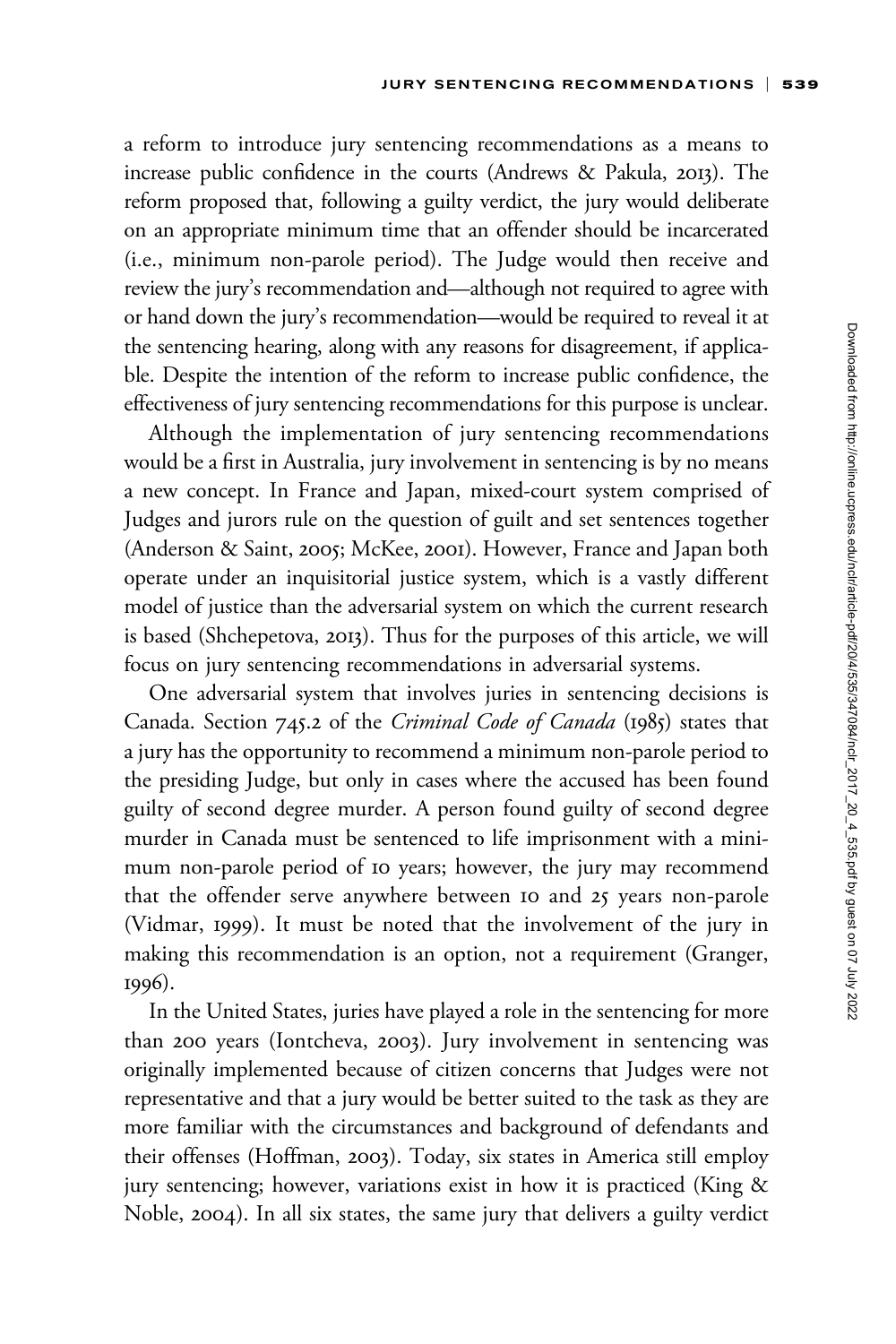a reform to introduce jury sentencing recommendations as a means to increase public confidence in the courts (Andrews & Pakula, 2013). The reform proposed that, following a guilty verdict, the jury would deliberate on an appropriate minimum time that an offender should be incarcerated (i.e., minimum non-parole period). The Judge would then receive and review the jury's recommendation and—although not required to agree with or hand down the jury's recommendation—would be required to reveal it at the sentencing hearing, along with any reasons for disagreement, if applicable. Despite the intention of the reform to increase public confidence, the effectiveness of jury sentencing recommendations for this purpose is unclear.

Although the implementation of jury sentencing recommendations would be a first in Australia, jury involvement in sentencing is by no means a new concept. In France and Japan, mixed-court system comprised of Judges and jurors rule on the question of guilt and set sentences together (Anderson & Saint, 2005; McKee, 2001). However, France and Japan both operate under an inquisitorial justice system, which is a vastly different model of justice than the adversarial system on which the current research is based (Shchepetova, 2013). Thus for the purposes of this article, we will focus on jury sentencing recommendations in adversarial systems.

One adversarial system that involves juries in sentencing decisions is Canada. Section 745.2 of the *Criminal Code of Canada* (1985) states that a jury has the opportunity to recommend a minimum non-parole period to the presiding Judge, but only in cases where the accused has been found guilty of second degree murder. A person found guilty of second degree murder in Canada must be sentenced to life imprisonment with a minimum non-parole period of 10 years; however, the jury may recommend that the offender serve anywhere between 10 and 25 years non-parole (Vidmar, 1999). It must be noted that the involvement of the jury in making this recommendation is an option, not a requirement (Granger, 1996).

In the United States, juries have played a role in the sentencing for more than 200 years (Iontcheva, 2003). Jury involvement in sentencing was originally implemented because of citizen concerns that Judges were not representative and that a jury would be better suited to the task as they are more familiar with the circumstances and background of defendants and their offenses (Hoffman, 2003). Today, six states in America still employ jury sentencing; however, variations exist in how it is practiced (King & Noble, 2004). In all six states, the same jury that delivers a guilty verdict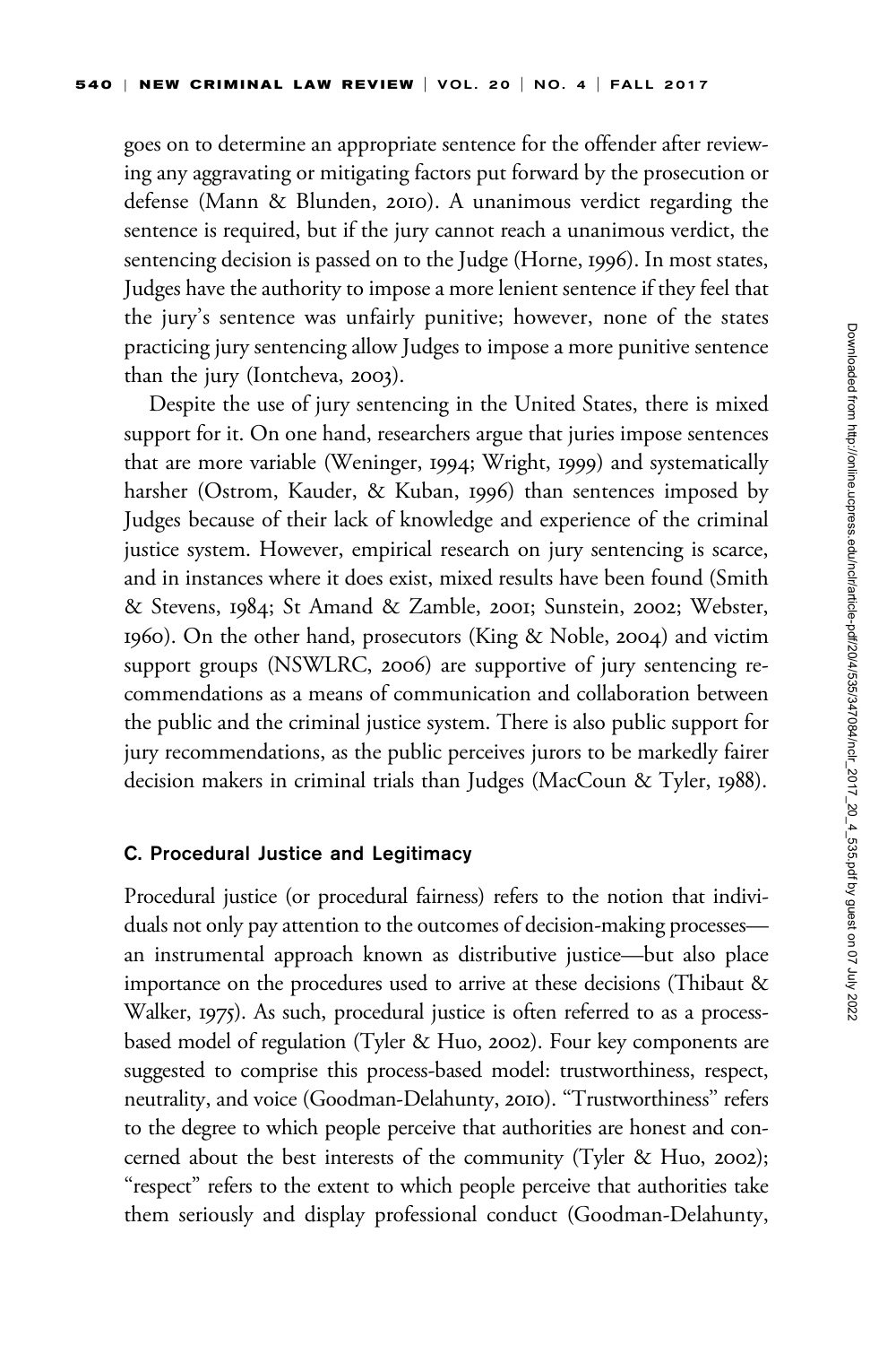goes on to determine an appropriate sentence for the offender after reviewing any aggravating or mitigating factors put forward by the prosecution or defense (Mann & Blunden, 2010). A unanimous verdict regarding the sentence is required, but if the jury cannot reach a unanimous verdict, the sentencing decision is passed on to the Judge (Horne, 1996). In most states, Judges have the authority to impose a more lenient sentence if they feel that the jury's sentence was unfairly punitive; however, none of the states practicing jury sentencing allow Judges to impose a more punitive sentence than the jury (Iontcheva, 2003).

Despite the use of jury sentencing in the United States, there is mixed support for it. On one hand, researchers argue that juries impose sentences that are more variable (Weninger, 1994; Wright, 1999) and systematically harsher (Ostrom, Kauder, & Kuban, 1996) than sentences imposed by Judges because of their lack of knowledge and experience of the criminal justice system. However, empirical research on jury sentencing is scarce, and in instances where it does exist, mixed results have been found (Smith & Stevens, 1984; St Amand & Zamble, 2001; Sunstein, 2002; Webster, 1960). On the other hand, prosecutors (King & Noble, 2004) and victim support groups (NSWLRC, 2006) are supportive of jury sentencing recommendations as a means of communication and collaboration between the public and the criminal justice system. There is also public support for jury recommendations, as the public perceives jurors to be markedly fairer decision makers in criminal trials than Judges (MacCoun & Tyler, 1988).

### C. Procedural Justice and Legitimacy

Procedural justice (or procedural fairness) refers to the notion that individuals not only pay attention to the outcomes of decision-making processes—an instrumental approach known as distributive justice—but also place importance on the procedures used to arrive at these decisions (Thibaut & Walker, 1975). As such, procedural justice is often referred to as a process-based model of regulation (Tyler & Huo, 2002). Four key components are suggested to comprise this process-based model: trustworthiness, respect, neutrality, and voice (Goodman-Delahunty, 2010). "Trustworthiness" refers to the degree to which people perceive that authorities are honest and concerned about the best interests of the community (Tyler & Huo, 2002); "respect" refers to the extent to which people perceive that authorities take them seriously and display professional conduct (Goodman-Delahunty,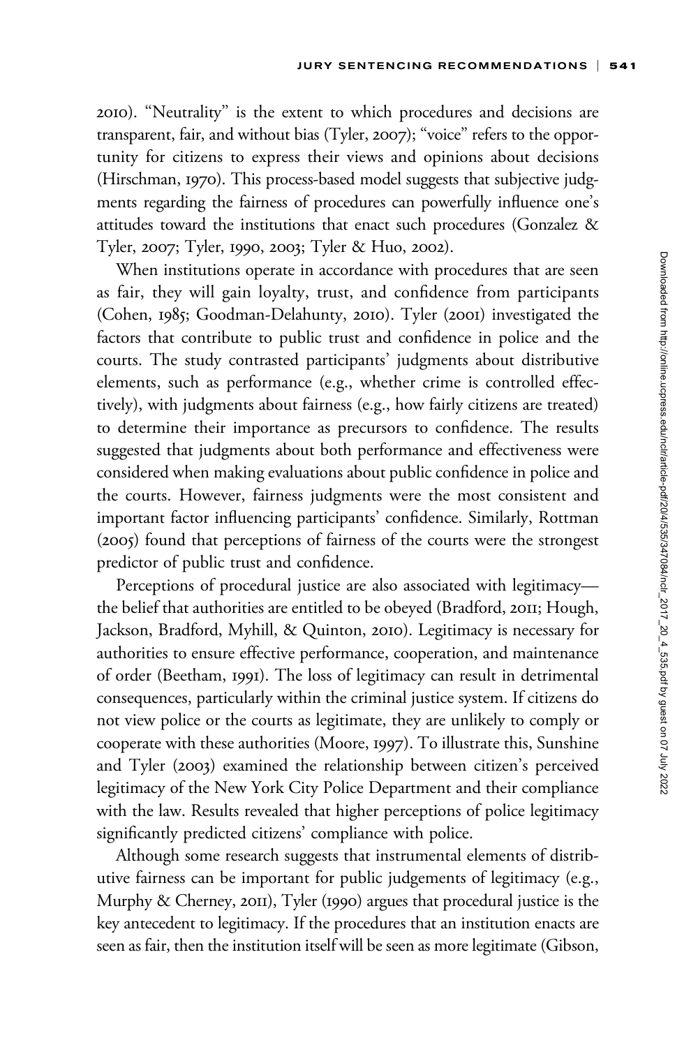2010). "Neutrality" is the extent to which procedures and decisions are transparent, fair, and without bias (Tyler, 2007); "voice" refers to the opportunity for citizens to express their views and opinions about decisions (Hirschman, 1970). This process-based model suggests that subjective judgments regarding the fairness of procedures can powerfully influence one's attitudes toward the institutions that enact such procedures (Gonzalez & Tyler, 2007; Tyler, 1990, 2003; Tyler & Huo, 2002).

When institutions operate in accordance with procedures that are seen as fair, they will gain loyalty, trust, and confidence from participants (Cohen, 1985; Goodman-Delahunty, 2010). Tyler (2001) investigated the factors that contribute to public trust and confidence in police and the courts. The study contrasted participants' judgments about distributive elements, such as performance (e.g., whether crime is controlled effectively), with judgments about fairness (e.g., how fairly citizens are treated) to determine their importance as precursors to confidence. The results suggested that judgments about both performance and effectiveness were considered when making evaluations about public confidence in police and the courts. However, fairness judgments were the most consistent and important factor influencing participants' confidence. Similarly, Rottman (2005) found that perceptions of fairness of the courts were the strongest predictor of public trust and confidence.

Perceptions of procedural justice are also associated with legitimacy—the belief that authorities are entitled to be obeyed (Bradford, 2011; Hough, Jackson, Bradford, Myhill, & Quinton, 2010). Legitimacy is necessary for authorities to ensure effective performance, cooperation, and maintenance of order (Beetham, 1991). The loss of legitimacy can result in detrimental consequences, particularly within the criminal justice system. If citizens do not view police or the courts as legitimate, they are unlikely to comply or cooperate with these authorities (Moore, 1997). To illustrate this, Sunshine and Tyler (2003) examined the relationship between citizen's perceived legitimacy of the New York City Police Department and their compliance with the law. Results revealed that higher perceptions of police legitimacy significantly predicted citizens' compliance with police.

Although some research suggests that instrumental elements of distributive fairness can be important for public judgements of legitimacy (e.g., Murphy & Cherney, 2011), Tyler (1990) argues that procedural justice is the key antecedent to legitimacy. If the procedures that an institution enacts are seen as fair, then the institution itself will be seen as more legitimate (Gibson,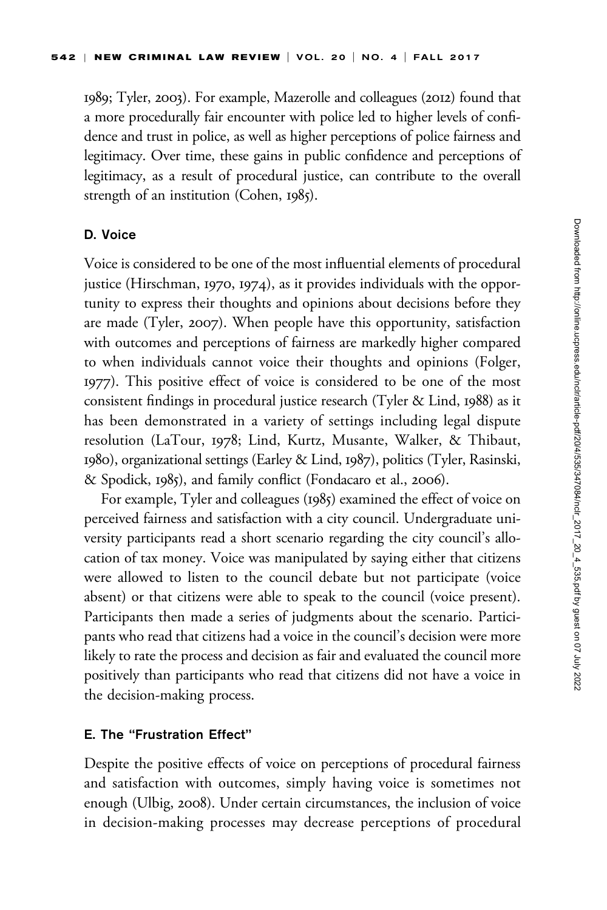1989; Tyler, 2003). For example, Mazerolle and colleagues (2012) found that a more procedurally fair encounter with police led to higher levels of confidence and trust in police, as well as higher perceptions of police fairness and legitimacy. Over time, these gains in public confidence and perceptions of legitimacy, as a result of procedural justice, can contribute to the overall strength of an institution (Cohen, 1985).

### D. Voice

Voice is considered to be one of the most influential elements of procedural justice (Hirschman, 1970, 1974), as it provides individuals with the opportunity to express their thoughts and opinions about decisions before they are made (Tyler, 2007). When people have this opportunity, satisfaction with outcomes and perceptions of fairness are markedly higher compared to when individuals cannot voice their thoughts and opinions (Folger, 1977). This positive effect of voice is considered to be one of the most consistent findings in procedural justice research (Tyler & Lind, 1988) as it has been demonstrated in a variety of settings including legal dispute resolution (LaTour, 1978; Lind, Kurtz, Musante, Walker, & Thibaut, 1980), organizational settings (Earley & Lind, 1987), politics (Tyler, Rasinski, & Spodick, 1985), and family conflict (Fondacaro et al., 2006).

For example, Tyler and colleagues (1985) examined the effect of voice on perceived fairness and satisfaction with a city council. Undergraduate university participants read a short scenario regarding the city council's allocation of tax money. Voice was manipulated by saying either that citizens were allowed to listen to the council debate but not participate (voice absent) or that citizens were able to speak to the council (voice present). Participants then made a series of judgments about the scenario. Participants who read that citizens had a voice in the council's decision were more likely to rate the process and decision as fair and evaluated the council more positively than participants who read that citizens did not have a voice in the decision-making process.

### E. The "Frustration Effect"

Despite the positive effects of voice on perceptions of procedural fairness and satisfaction with outcomes, simply having voice is sometimes not enough (Ulbig, 2008). Under certain circumstances, the inclusion of voice in decision-making processes may decrease perceptions of procedural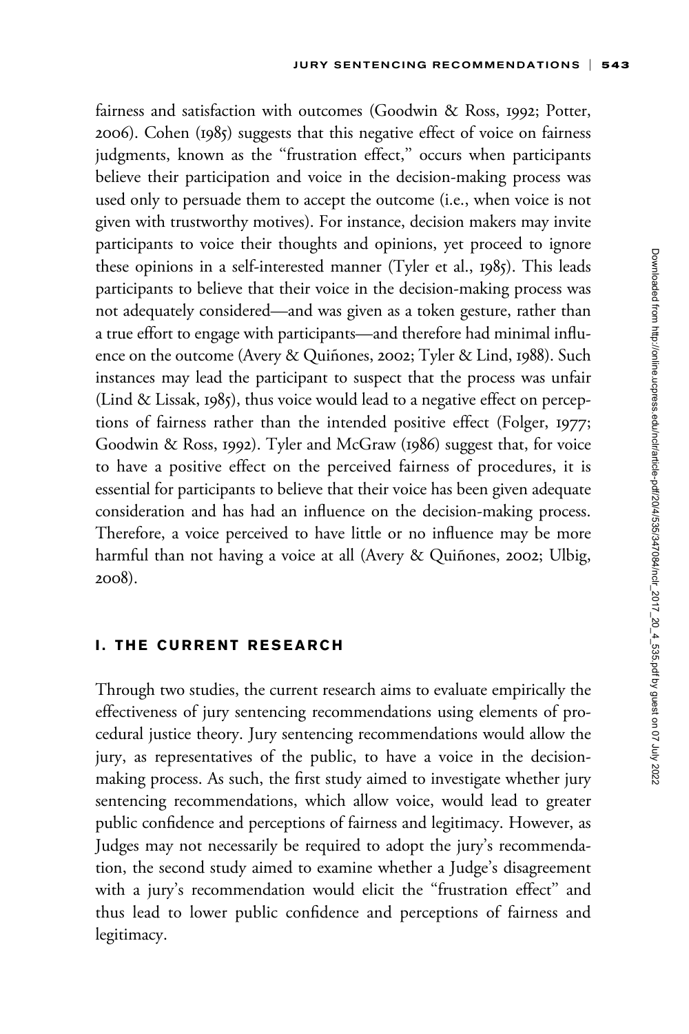fairness and satisfaction with outcomes (Goodwin & Ross, 1992; Potter, 2006). Cohen (1985) suggests that this negative effect of voice on fairness judgments, known as the "frustration effect," occurs when participants believe their participation and voice in the decision-making process was used only to persuade them to accept the outcome (i.e., when voice is not given with trustworthy motives). For instance, decision makers may invite participants to voice their thoughts and opinions, yet proceed to ignore these opinions in a self-interested manner (Tyler et al., 1985). This leads participants to believe that their voice in the decision-making process was not adequately considered—and was given as a token gesture, rather than a true effort to engage with participants—and therefore had minimal influence on the outcome (Avery & Quiñones, 2002; Tyler & Lind, 1988). Such instances may lead the participant to suspect that the process was unfair (Lind & Lissak, 1985), thus voice would lead to a negative effect on perceptions of fairness rather than the intended positive effect (Folger, 1977; Goodwin & Ross, 1992). Tyler and McGraw (1986) suggest that, for voice to have a positive effect on the perceived fairness of procedures, it is essential for participants to believe that their voice has been given adequate consideration and has had an influence on the decision-making process. Therefore, a voice perceived to have little or no influence may be more harmful than not having a voice at all (Avery & Quiñones, 2002; Ulbig, 2008).

## I. THE CURRENT RESEARCH

Through two studies, the current research aims to evaluate empirically the effectiveness of jury sentencing recommendations using elements of procedural justice theory. Jury sentencing recommendations would allow the jury, as representatives of the public, to have a voice in the decision-making process. As such, the first study aimed to investigate whether jury sentencing recommendations, which allow voice, would lead to greater public confidence and perceptions of fairness and legitimacy. However, as Judges may not necessarily be required to adopt the jury's recommendation, the second study aimed to examine whether a Judge's disagreement with a jury's recommendation would elicit the "frustration effect" and thus lead to lower public confidence and perceptions of fairness and legitimacy.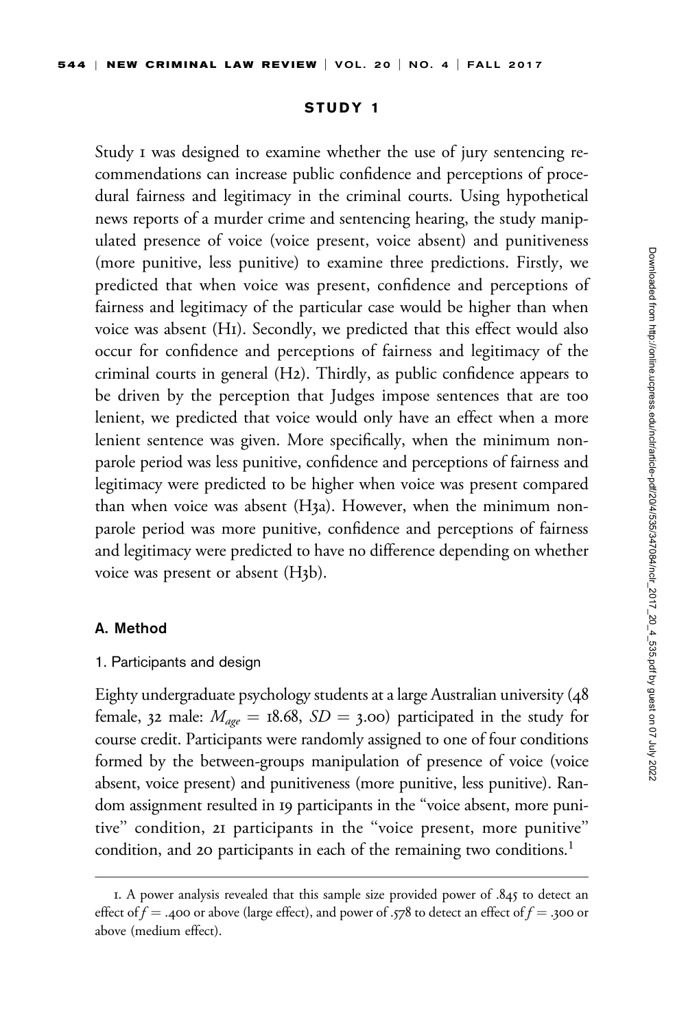### STUDY 1

Study 1 was designed to examine whether the use of jury sentencing recommendations can increase public confidence and perceptions of procedural fairness and legitimacy in the criminal courts. Using hypothetical news reports of a murder crime and sentencing hearing, the study manipulated presence of voice (voice present, voice absent) and punitiveness (more punitive, less punitive) to examine three predictions. Firstly, we predicted that when voice was present, confidence and perceptions of fairness and legitimacy of the particular case would be higher than when voice was absent (H1). Secondly, we predicted that this effect would also occur for confidence and perceptions of fairness and legitimacy of the criminal courts in general (H2). Thirdly, as public confidence appears to be driven by the perception that Judges impose sentences that are too lenient, we predicted that voice would only have an effect when a more lenient sentence was given. More specifically, when the minimum non-parole period was less punitive, confidence and perceptions of fairness and legitimacy were predicted to be higher when voice was present compared than when voice was absent (H3a). However, when the minimum non-parole period was more punitive, confidence and perceptions of fairness and legitimacy were predicted to have no difference depending on whether voice was present or absent (H3b).

#### A. Method

##### 1. Participants and design

Eighty undergraduate psychology students at a large Australian university (48 female, 32 male: $M_{age} = 18.68$, $SD = 3.00$) participated in the study for course credit. Participants were randomly assigned to one of four conditions formed by the between-groups manipulation of presence of voice (voice absent, voice present) and punitiveness (more punitive, less punitive). Random assignment resulted in 19 participants in the "voice absent, more punitive" condition, 21 participants in the "voice present, more punitive" condition, and 20 participants in each of the remaining two conditions.[1]

---

1. A power analysis revealed that this sample size provided power of .845 to detect an effect of $f = .400$ or above (large effect), and power of .578 to detect an effect of $f = .300$ or above (medium effect).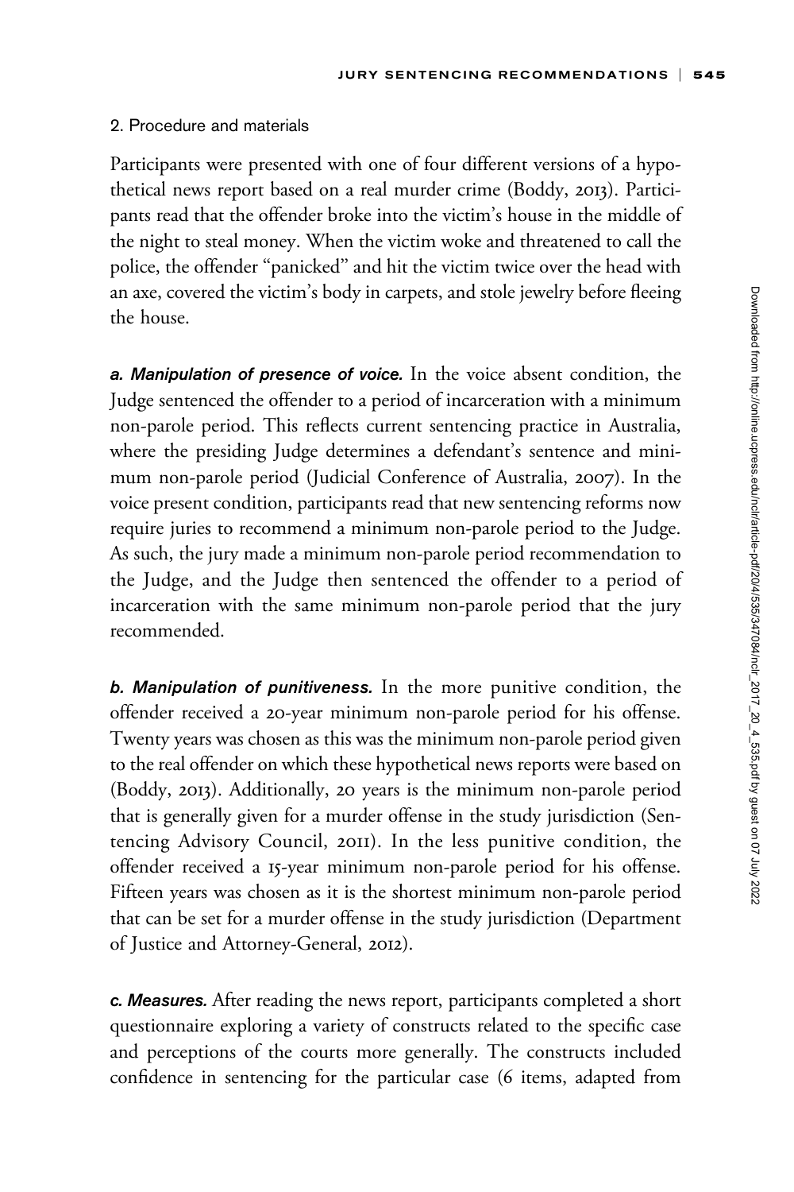### 2. Procedure and materials

Participants were presented with one of four different versions of a hypothetical news report based on a real murder crime (Boddy, 2013). Participants read that the offender broke into the victim's house in the middle of the night to steal money. When the victim woke and threatened to call the police, the offender "panicked" and hit the victim twice over the head with an axe, covered the victim's body in carpets, and stole jewelry before fleeing the house.

***a. Manipulation of presence of voice.*** In the voice absent condition, the Judge sentenced the offender to a period of incarceration with a minimum non-parole period. This reflects current sentencing practice in Australia, where the presiding Judge determines a defendant's sentence and minimum non-parole period (Judicial Conference of Australia, 2007). In the voice present condition, participants read that new sentencing reforms now require juries to recommend a minimum non-parole period to the Judge. As such, the jury made a minimum non-parole period recommendation to the Judge, and the Judge then sentenced the offender to a period of incarceration with the same minimum non-parole period that the jury recommended.

***b. Manipulation of punitiveness.*** In the more punitive condition, the offender received a 20-year minimum non-parole period for his offense. Twenty years was chosen as this was the minimum non-parole period given to the real offender on which these hypothetical news reports were based on (Boddy, 2013). Additionally, 20 years is the minimum non-parole period that is generally given for a murder offense in the study jurisdiction (Sentencing Advisory Council, 2011). In the less punitive condition, the offender received a 15-year minimum non-parole period for his offense. Fifteen years was chosen as it is the shortest minimum non-parole period that can be set for a murder offense in the study jurisdiction (Department of Justice and Attorney-General, 2012).

***c. Measures.*** After reading the news report, participants completed a short questionnaire exploring a variety of constructs related to the specific case and perceptions of the courts more generally. The constructs included confidence in sentencing for the particular case (6 items, adapted from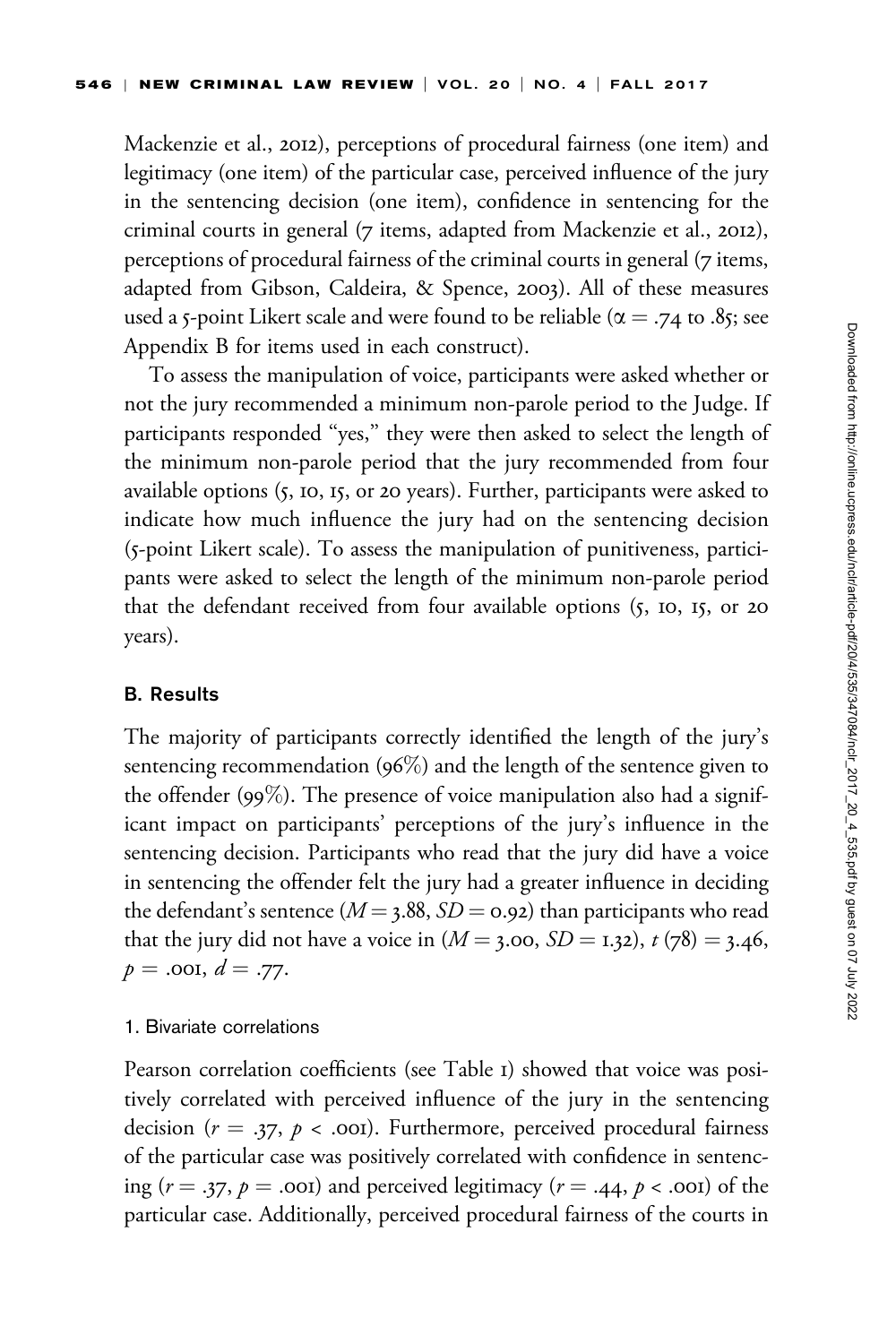Mackenzie et al., 2012), perceptions of procedural fairness (one item) and legitimacy (one item) of the particular case, perceived influence of the jury in the sentencing decision (one item), confidence in sentencing for the criminal courts in general (7 items, adapted from Mackenzie et al., 2012), perceptions of procedural fairness of the criminal courts in general (7 items, adapted from Gibson, Caldeira, & Spence, 2003). All of these measures used a 5-point Likert scale and were found to be reliable ($\alpha = .74$ to .85; see Appendix B for items used in each construct).

To assess the manipulation of voice, participants were asked whether or not the jury recommended a minimum non-parole period to the Judge. If participants responded "yes," they were then asked to select the length of the minimum non-parole period that the jury recommended from four available options (5, 10, 15, or 20 years). Further, participants were asked to indicate how much influence the jury had on the sentencing decision (5-point Likert scale). To assess the manipulation of punitiveness, participants were asked to select the length of the minimum non-parole period that the defendant received from four available options (5, 10, 15, or 20 years).

### B. Results

The majority of participants correctly identified the length of the jury's sentencing recommendation (96%) and the length of the sentence given to the offender (99%). The presence of voice manipulation also had a significant impact on participants' perceptions of the jury's influence in the sentencing decision. Participants who read that the jury did have a voice in sentencing the offender felt the jury had a greater influence in deciding the defendant's sentence ($M = 3.88$, $SD = 0.92$) than participants who read that the jury did not have a voice in ($M = 3.00$, $SD = 1.32$), $t\ (78) = 3.46$, $p = .001$, $d = .77$.

#### 1. Bivariate correlations

Pearson correlation coefficients (see Table 1) showed that voice was positively correlated with perceived influence of the jury in the sentencing decision ($r = .37$, $p < .001$). Furthermore, perceived procedural fairness of the particular case was positively correlated with confidence in sentencing ($r = .37$, $p = .001$) and perceived legitimacy ($r = .44$, $p < .001$) of the particular case. Additionally, perceived procedural fairness of the courts in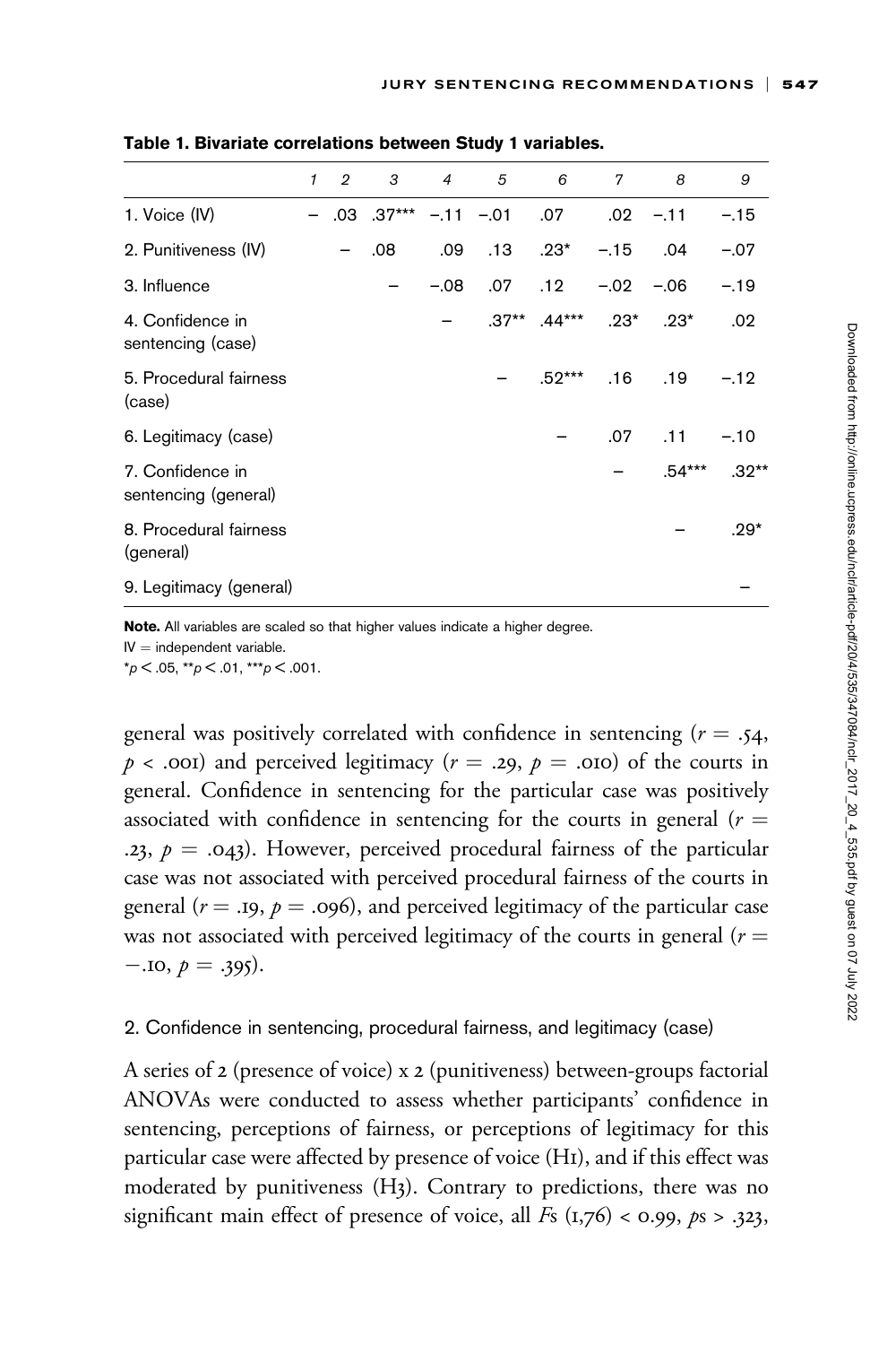**Table 1. Bivariate correlations between Study 1 variables.**

| | 1 | 2 | 3 | 4 | 5 | 6 | 7 | 8 | 9 |
|---|---|---|---|---|---|---|---|---|---|
| 1. Voice (IV) | – | .03 | .37*** | −.11 | −.01 | .07 | .02 | −.11 | −.15 |
| 2. Punitiveness (IV) | | – | .08 | .09 | .13 | .23* | −.15 | .04 | −.07 |
| 3. Influence | | | – | −.08 | .07 | .12 | −.02 | −.06 | −.19 |
| 4. Confidence in sentencing (case) | | | | – | .37** | .44*** | .23* | .23* | .02 |
| 5. Procedural fairness (case) | | | | | – | .52*** | .16 | .19 | −.12 |
| 6. Legitimacy (case) | | | | | | – | .07 | .11 | −.10 |
| 7. Confidence in sentencing (general) | | | | | | | – | .54*** | .32** |
| 8. Procedural fairness (general) | | | | | | | | – | .29* |
| 9. Legitimacy (general) | | | | | | | | | – |

**Note.** All variables are scaled so that higher values indicate a higher degree.
IV = independent variable.
*$p < .05$, **$p < .01$, ***$p < .001$.

general was positively correlated with confidence in sentencing ($r = .54$, $p < .001$) and perceived legitimacy ($r = .29$, $p = .010$) of the courts in general. Confidence in sentencing for the particular case was positively associated with confidence in sentencing for the courts in general ($r = .23$, $p = .043$). However, perceived procedural fairness of the particular case was not associated with perceived procedural fairness of the courts in general ($r = .19$, $p = .096$), and perceived legitimacy of the particular case was not associated with perceived legitimacy of the courts in general ($r = -.10$, $p = .395$).

2. Confidence in sentencing, procedural fairness, and legitimacy (case)

A series of 2 (presence of voice) x 2 (punitiveness) between-groups factorial ANOVAs were conducted to assess whether participants' confidence in sentencing, perceptions of fairness, or perceptions of legitimacy for this particular case were affected by presence of voice (H1), and if this effect was moderated by punitiveness (H3). Contrary to predictions, there was no significant main effect of presence of voice, all $F$s $(1,76) < 0.99$, $p$s $> .323$,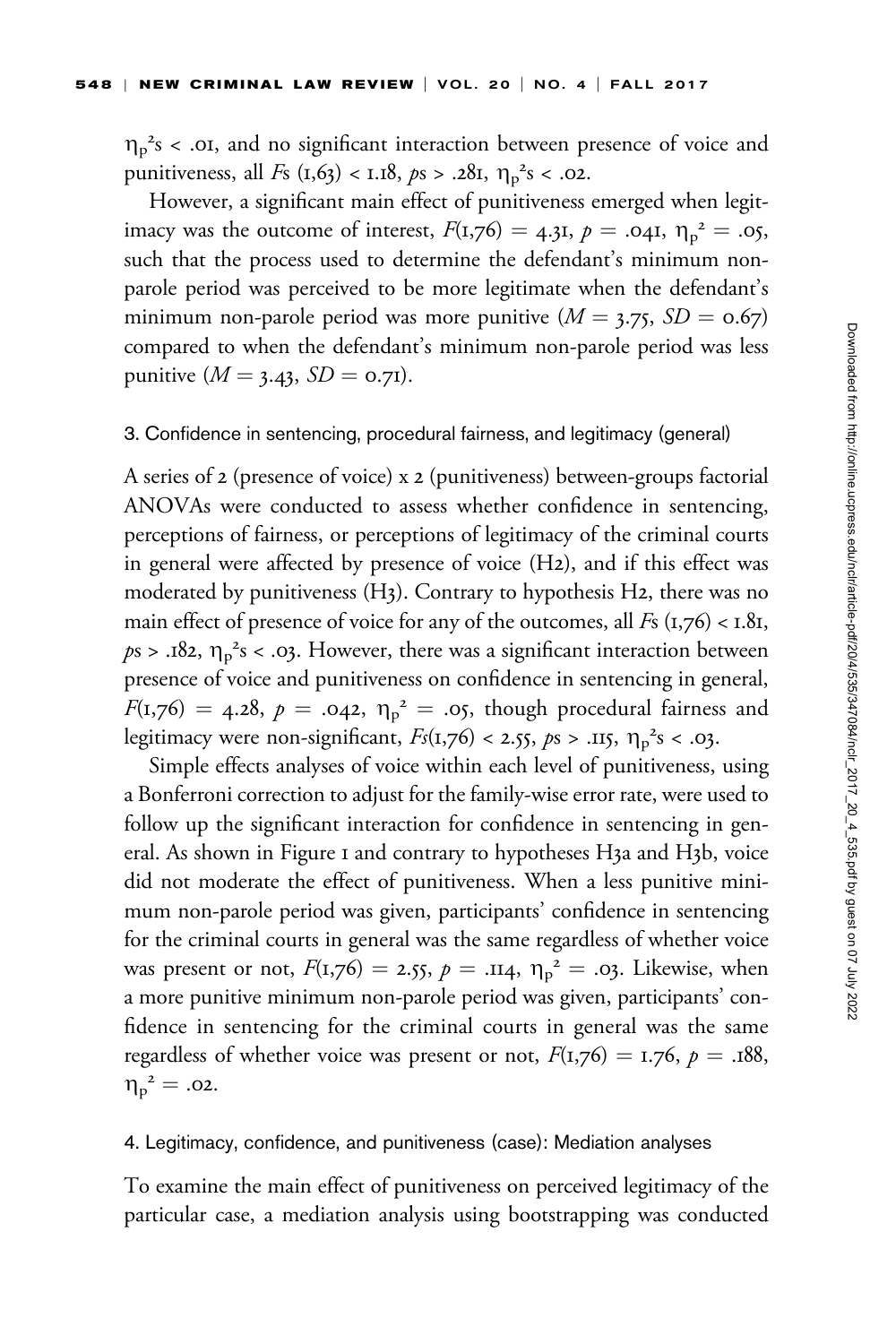$\eta_p^2$s < .01, and no significant interaction between presence of voice and punitiveness, all $F$s $(1,63) < 1.18$, $p$s > .281, $\eta_p^2$s < .02.

However, a significant main effect of punitiveness emerged when legitimacy was the outcome of interest, $F(1,76) = 4.31$, $p = .041$, $\eta_p^2 = .05$, such that the process used to determine the defendant's minimum non-parole period was perceived to be more legitimate when the defendant's minimum non-parole period was more punitive ($M = 3.75$, $SD = 0.67$) compared to when the defendant's minimum non-parole period was less punitive ($M = 3.43$, $SD = 0.71$).

### 3. Confidence in sentencing, procedural fairness, and legitimacy (general)

A series of 2 (presence of voice) x 2 (punitiveness) between-groups factorial ANOVAs were conducted to assess whether confidence in sentencing, perceptions of fairness, or perceptions of legitimacy of the criminal courts in general were affected by presence of voice (H2), and if this effect was moderated by punitiveness (H3). Contrary to hypothesis H2, there was no main effect of presence of voice for any of the outcomes, all $F$s $(1,76) < 1.81$, $p$s > .182, $\eta_p^2$s < .03. However, there was a significant interaction between presence of voice and punitiveness on confidence in sentencing in general, $F(1,76) = 4.28$, $p = .042$, $\eta_p^2 = .05$, though procedural fairness and legitimacy were non-significant, $F$s$(1,76) < 2.55$, $p$s > .115, $\eta_p^2$s < .03.

Simple effects analyses of voice within each level of punitiveness, using a Bonferroni correction to adjust for the family-wise error rate, were used to follow up the significant interaction for confidence in sentencing in general. As shown in Figure 1 and contrary to hypotheses H3a and H3b, voice did not moderate the effect of punitiveness. When a less punitive minimum non-parole period was given, participants' confidence in sentencing for the criminal courts in general was the same regardless of whether voice was present or not, $F(1,76) = 2.55$, $p = .114$, $\eta_p^2 = .03$. Likewise, when a more punitive minimum non-parole period was given, participants' confidence in sentencing for the criminal courts in general was the same regardless of whether voice was present or not, $F(1,76) = 1.76$, $p = .188$, $\eta_p^2 = .02$.

### 4. Legitimacy, confidence, and punitiveness (case): Mediation analyses

To examine the main effect of punitiveness on perceived legitimacy of the particular case, a mediation analysis using bootstrapping was conducted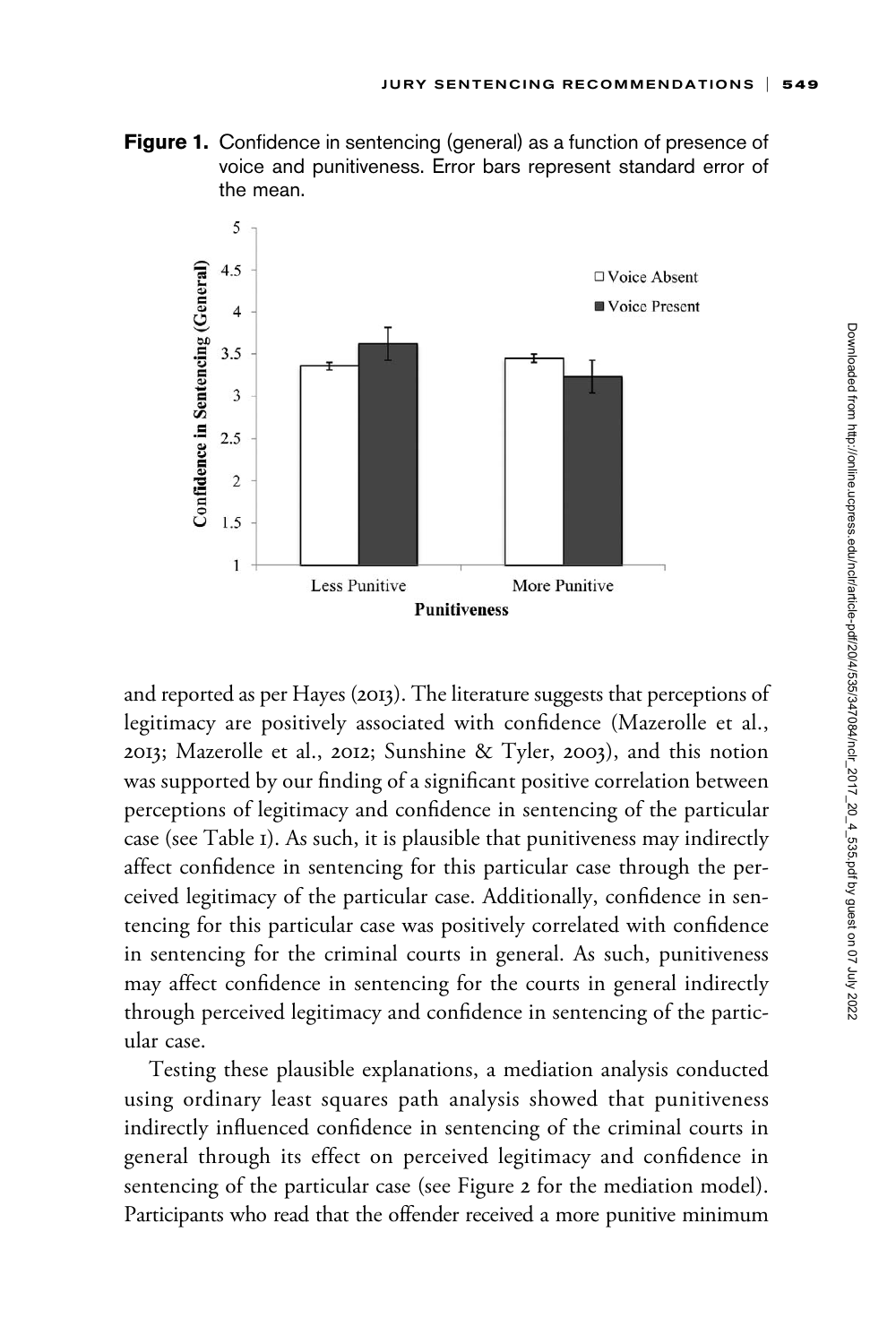**Figure 1.** Confidence in sentencing (general) as a function of presence of voice and punitiveness. Error bars represent standard error of the mean.

and reported as per Hayes (2013). The literature suggests that perceptions of legitimacy are positively associated with confidence (Mazerolle et al., 2013; Mazerolle et al., 2012; Sunshine & Tyler, 2003), and this notion was supported by our finding of a significant positive correlation between perceptions of legitimacy and confidence in sentencing of the particular case (see Table 1). As such, it is plausible that punitiveness may indirectly affect confidence in sentencing for this particular case through the perceived legitimacy of the particular case. Additionally, confidence in sentencing for this particular case was positively correlated with confidence in sentencing for the criminal courts in general. As such, punitiveness may affect confidence in sentencing for the courts in general indirectly through perceived legitimacy and confidence in sentencing of the particular case.

Testing these plausible explanations, a mediation analysis conducted using ordinary least squares path analysis showed that punitiveness indirectly influenced confidence in sentencing of the criminal courts in general through its effect on perceived legitimacy and confidence in sentencing of the particular case (see Figure 2 for the mediation model). Participants who read that the offender received a more punitive minimum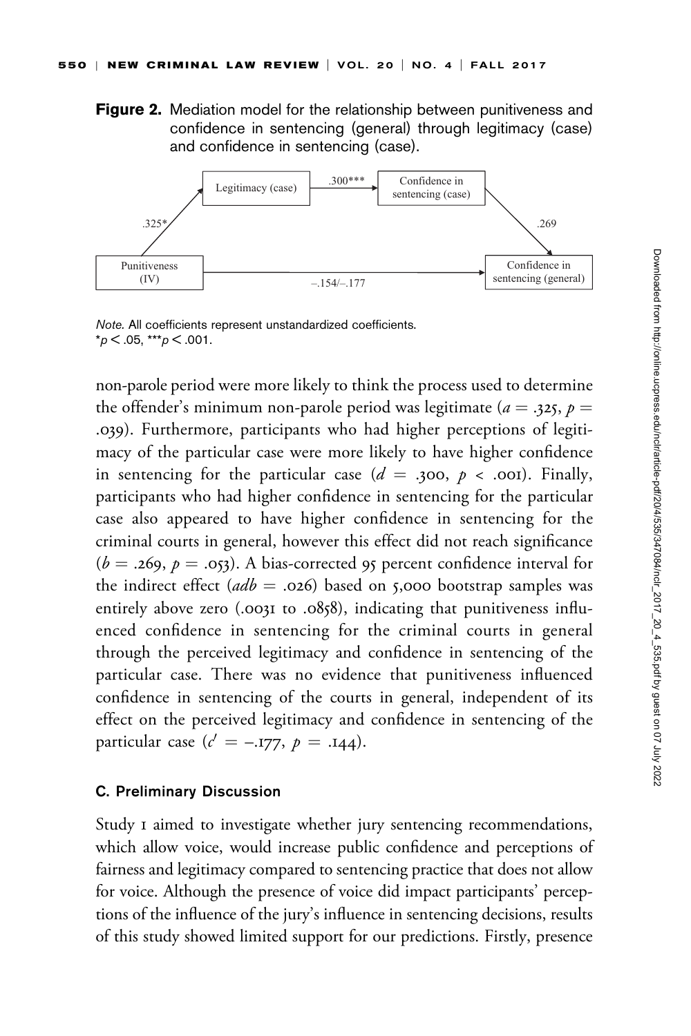**Figure 2.** Mediation model for the relationship between punitiveness and confidence in sentencing (general) through legitimacy (case) and confidence in sentencing (case).

*Note.* All coefficients represent unstandardized coefficients.
$^{*}p < .05$, $^{***}p < .001$.

non-parole period were more likely to think the process used to determine the offender's minimum non-parole period was legitimate ($a = .325$, $p = .039$). Furthermore, participants who had higher perceptions of legitimacy of the particular case were more likely to have higher confidence in sentencing for the particular case ($d = .300$, $p < .001$). Finally, participants who had higher confidence in sentencing for the particular case also appeared to have higher confidence in sentencing for the criminal courts in general, however this effect did not reach significance ($b = .269$, $p = .053$). A bias-corrected 95 percent confidence interval for the indirect effect ($adb = .026$) based on 5,000 bootstrap samples was entirely above zero (.0031 to .0858), indicating that punitiveness influenced confidence in sentencing for the criminal courts in general through the perceived legitimacy and confidence in sentencing of the particular case. There was no evidence that punitiveness influenced confidence in sentencing of the courts in general, independent of its effect on the perceived legitimacy and confidence in sentencing of the particular case ($c' = -.177$, $p = .144$).

### C. Preliminary Discussion

Study 1 aimed to investigate whether jury sentencing recommendations, which allow voice, would increase public confidence and perceptions of fairness and legitimacy compared to sentencing practice that does not allow for voice. Although the presence of voice did impact participants' perceptions of the influence of the jury's influence in sentencing decisions, results of this study showed limited support for our predictions. Firstly, presence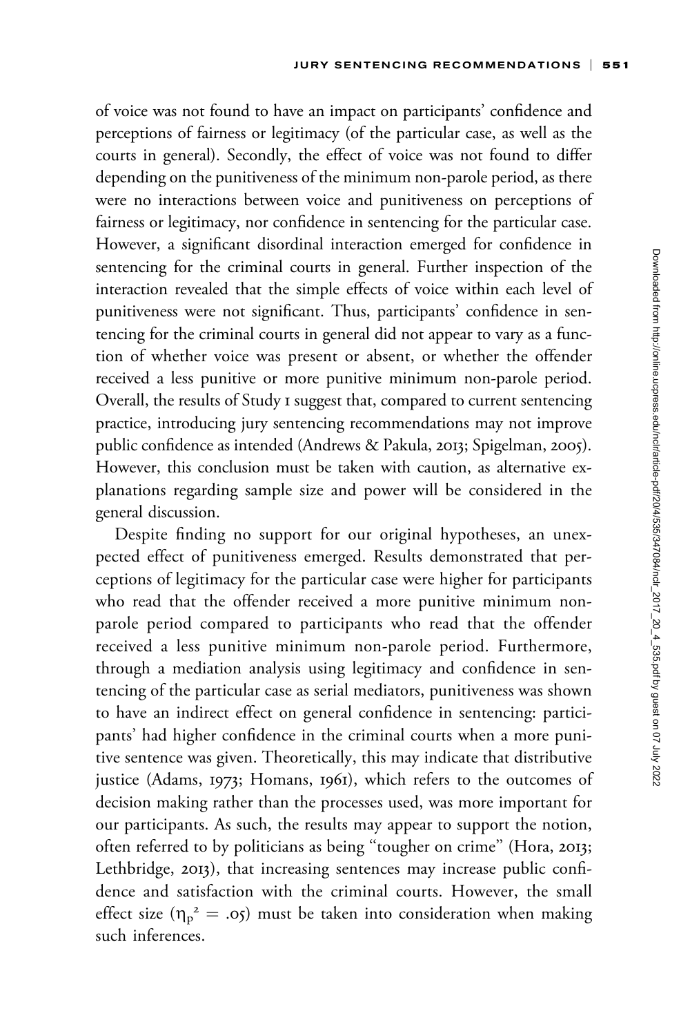of voice was not found to have an impact on participants' confidence and perceptions of fairness or legitimacy (of the particular case, as well as the courts in general). Secondly, the effect of voice was not found to differ depending on the punitiveness of the minimum non-parole period, as there were no interactions between voice and punitiveness on perceptions of fairness or legitimacy, nor confidence in sentencing for the particular case. However, a significant disordinal interaction emerged for confidence in sentencing for the criminal courts in general. Further inspection of the interaction revealed that the simple effects of voice within each level of punitiveness were not significant. Thus, participants' confidence in sentencing for the criminal courts in general did not appear to vary as a function of whether voice was present or absent, or whether the offender received a less punitive or more punitive minimum non-parole period. Overall, the results of Study 1 suggest that, compared to current sentencing practice, introducing jury sentencing recommendations may not improve public confidence as intended (Andrews & Pakula, 2013; Spigelman, 2005). However, this conclusion must be taken with caution, as alternative explanations regarding sample size and power will be considered in the general discussion.

Despite finding no support for our original hypotheses, an unexpected effect of punitiveness emerged. Results demonstrated that perceptions of legitimacy for the particular case were higher for participants who read that the offender received a more punitive minimum non-parole period compared to participants who read that the offender received a less punitive minimum non-parole period. Furthermore, through a mediation analysis using legitimacy and confidence in sentencing of the particular case as serial mediators, punitiveness was shown to have an indirect effect on general confidence in sentencing: participants' had higher confidence in the criminal courts when a more punitive sentence was given. Theoretically, this may indicate that distributive justice (Adams, 1973; Homans, 1961), which refers to the outcomes of decision making rather than the processes used, was more important for our participants. As such, the results may appear to support the notion, often referred to by politicians as being "tougher on crime" (Hora, 2013; Lethbridge, 2013), that increasing sentences may increase public confidence and satisfaction with the criminal courts. However, the small effect size ($\eta_p^2 = .05$) must be taken into consideration when making such inferences.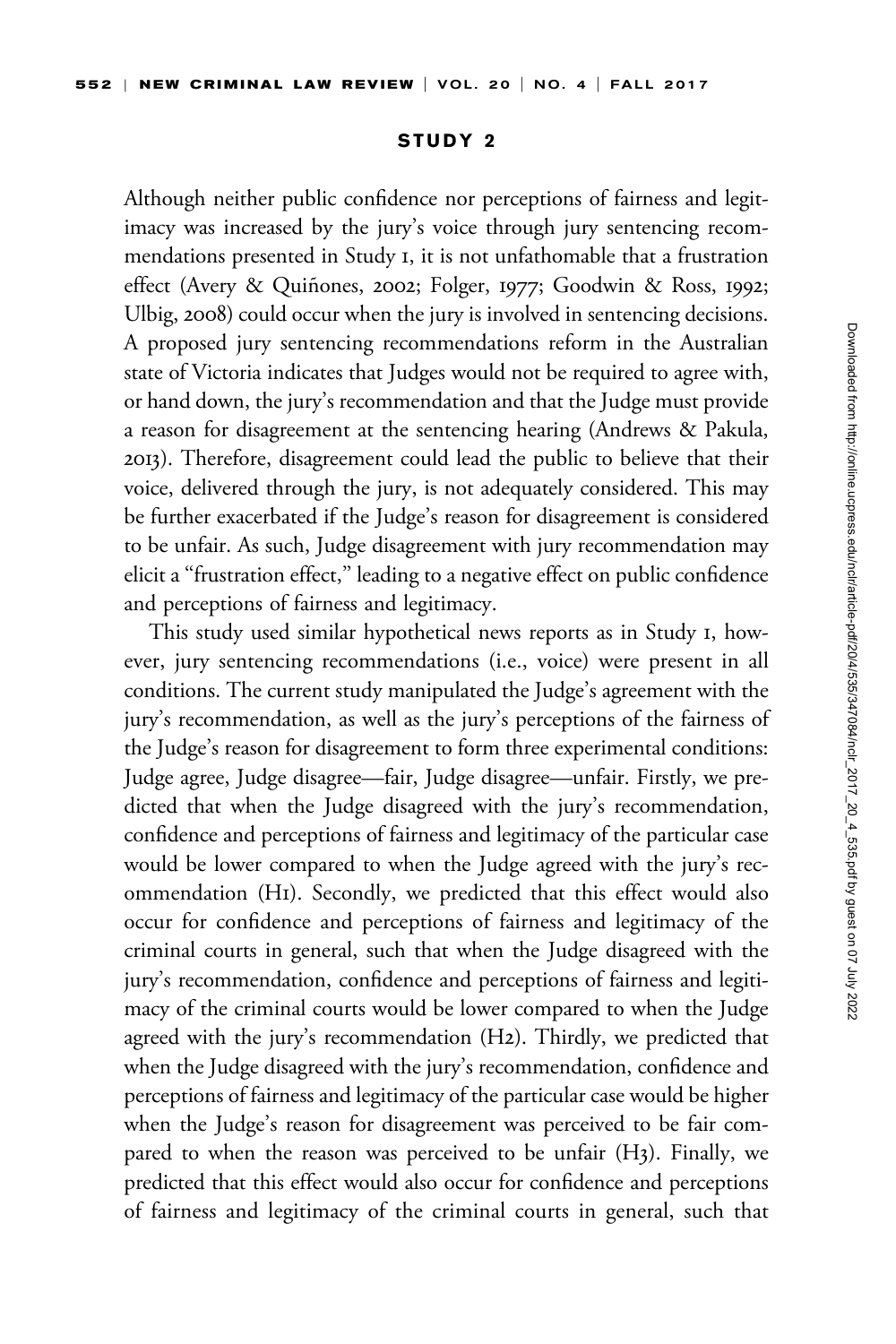## STUDY 2

Although neither public confidence nor perceptions of fairness and legitimacy was increased by the jury's voice through jury sentencing recommendations presented in Study 1, it is not unfathomable that a frustration effect (Avery & Quiñones, 2002; Folger, 1977; Goodwin & Ross, 1992; Ulbig, 2008) could occur when the jury is involved in sentencing decisions. A proposed jury sentencing recommendations reform in the Australian state of Victoria indicates that Judges would not be required to agree with, or hand down, the jury's recommendation and that the Judge must provide a reason for disagreement at the sentencing hearing (Andrews & Pakula, 2013). Therefore, disagreement could lead the public to believe that their voice, delivered through the jury, is not adequately considered. This may be further exacerbated if the Judge's reason for disagreement is considered to be unfair. As such, Judge disagreement with jury recommendation may elicit a "frustration effect," leading to a negative effect on public confidence and perceptions of fairness and legitimacy.

This study used similar hypothetical news reports as in Study 1, however, jury sentencing recommendations (i.e., voice) were present in all conditions. The current study manipulated the Judge's agreement with the jury's recommendation, as well as the jury's perceptions of the fairness of the Judge's reason for disagreement to form three experimental conditions: Judge agree, Judge disagree—fair, Judge disagree—unfair. Firstly, we predicted that when the Judge disagreed with the jury's recommendation, confidence and perceptions of fairness and legitimacy of the particular case would be lower compared to when the Judge agreed with the jury's recommendation (H1). Secondly, we predicted that this effect would also occur for confidence and perceptions of fairness and legitimacy of the criminal courts in general, such that when the Judge disagreed with the jury's recommendation, confidence and perceptions of fairness and legitimacy of the criminal courts would be lower compared to when the Judge agreed with the jury's recommendation (H2). Thirdly, we predicted that when the Judge disagreed with the jury's recommendation, confidence and perceptions of fairness and legitimacy of the particular case would be higher when the Judge's reason for disagreement was perceived to be fair compared to when the reason was perceived to be unfair (H3). Finally, we predicted that this effect would also occur for confidence and perceptions of fairness and legitimacy of the criminal courts in general, such that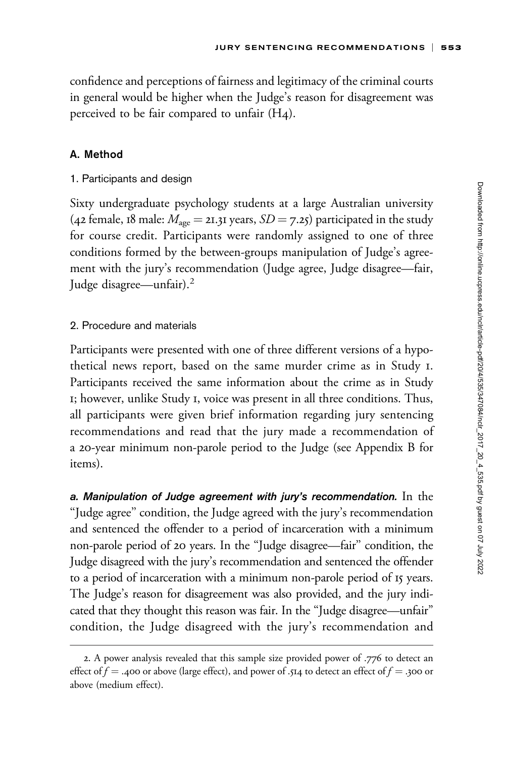confidence and perceptions of fairness and legitimacy of the criminal courts in general would be higher when the Judge's reason for disagreement was perceived to be fair compared to unfair (H4).

### A. Method

#### 1. Participants and design

Sixty undergraduate psychology students at a large Australian university (42 female, 18 male: $M_{age} = 21.31$ years, $SD = 7.25$) participated in the study for course credit. Participants were randomly assigned to one of three conditions formed by the between-groups manipulation of Judge's agreement with the jury's recommendation (Judge agree, Judge disagree—fair, Judge disagree—unfair).[2]

#### 2. Procedure and materials

Participants were presented with one of three different versions of a hypothetical news report, based on the same murder crime as in Study 1. Participants received the same information about the crime as in Study 1; however, unlike Study 1, voice was present in all three conditions. Thus, all participants were given brief information regarding jury sentencing recommendations and read that the jury made a recommendation of a 20-year minimum non-parole period to the Judge (see Appendix B for items).

***a. Manipulation of Judge agreement with jury's recommendation.*** In the "Judge agree" condition, the Judge agreed with the jury's recommendation and sentenced the offender to a period of incarceration with a minimum non-parole period of 20 years. In the "Judge disagree—fair" condition, the Judge disagreed with the jury's recommendation and sentenced the offender to a period of incarceration with a minimum non-parole period of 15 years. The Judge's reason for disagreement was also provided, and the jury indicated that they thought this reason was fair. In the "Judge disagree—unfair" condition, the Judge disagreed with the jury's recommendation and

2. A power analysis revealed that this sample size provided power of .776 to detect an effect of $f = .400$ or above (large effect), and power of .514 to detect an effect of $f = .300$ or above (medium effect).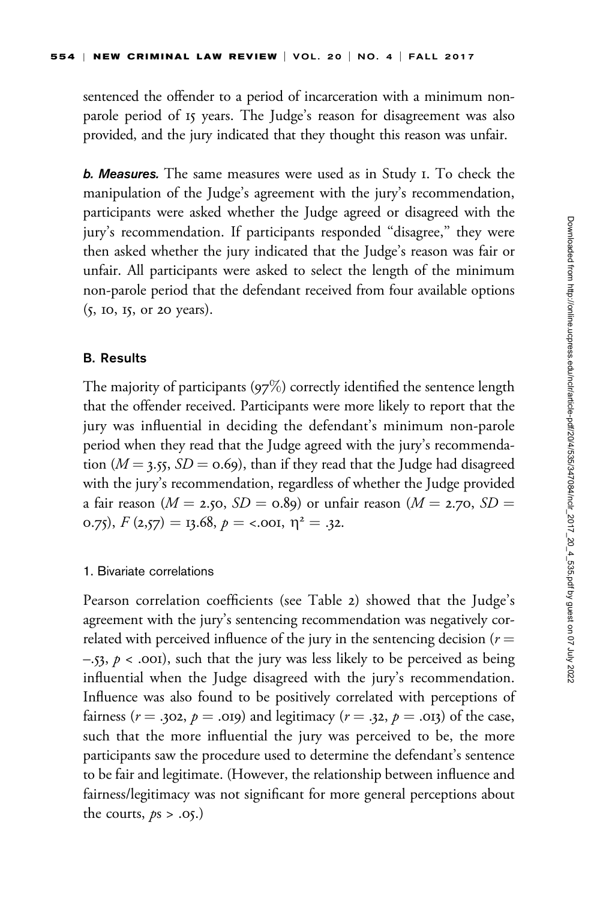sentenced the offender to a period of incarceration with a minimum non-parole period of 15 years. The Judge's reason for disagreement was also provided, and the jury indicated that they thought this reason was unfair.

***b. Measures.*** The same measures were used as in Study 1. To check the manipulation of the Judge's agreement with the jury's recommendation, participants were asked whether the Judge agreed or disagreed with the jury's recommendation. If participants responded "disagree," they were then asked whether the jury indicated that the Judge's reason was fair or unfair. All participants were asked to select the length of the minimum non-parole period that the defendant received from four available options (5, 10, 15, or 20 years).

### B. Results

The majority of participants (97%) correctly identified the sentence length that the offender received. Participants were more likely to report that the jury was influential in deciding the defendant's minimum non-parole period when they read that the Judge agreed with the jury's recommendation ($M = 3.55$, $SD = 0.69$), than if they read that the Judge had disagreed with the jury's recommendation, regardless of whether the Judge provided a fair reason ($M = 2.50$, $SD = 0.89$) or unfair reason ($M = 2.70$, $SD = 0.75$), $F\,(2{,}57) = 13.68$, $p = <.001$, $\eta^2 = .32$.

#### 1. Bivariate correlations

Pearson correlation coefficients (see Table 2) showed that the Judge's agreement with the jury's sentencing recommendation was negatively correlated with perceived influence of the jury in the sentencing decision ($r = -.53$, $p < .001$), such that the jury was less likely to be perceived as being influential when the Judge disagreed with the jury's recommendation. Influence was also found to be positively correlated with perceptions of fairness ($r = .302$, $p = .019$) and legitimacy ($r = .32$, $p = .013$) of the case, such that the more influential the jury was perceived to be, the more participants saw the procedure used to determine the defendant's sentence to be fair and legitimate. (However, the relationship between influence and fairness/legitimacy was not significant for more general perceptions about the courts, $p\text{s} > .05$.)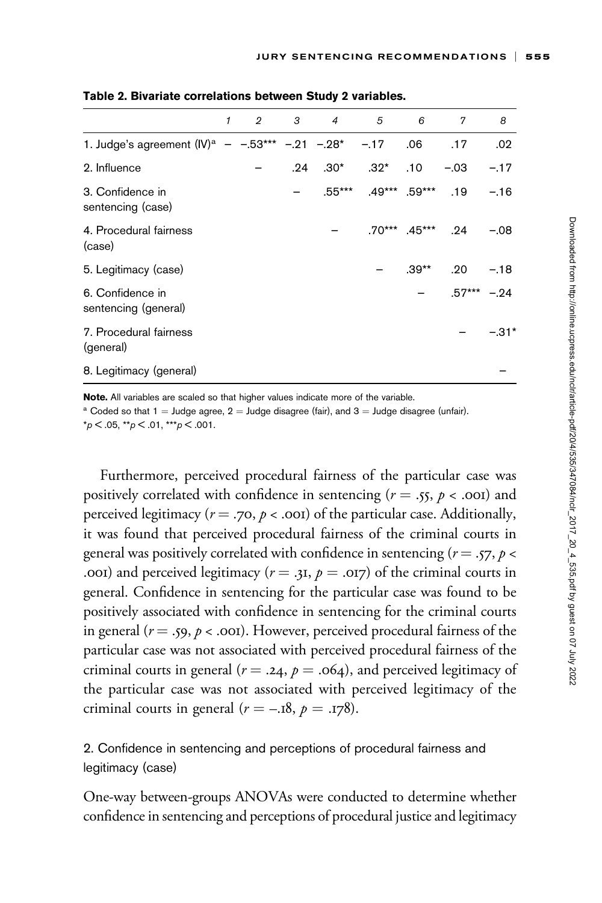**Table 2. Bivariate correlations between Study 2 variables.**

| | 1 | 2 | 3 | 4 | 5 | 6 | 7 | 8 |
|---|---|---|---|---|---|---|---|---|
| 1. Judge's agreement (IV)[a] | – | −.53*** | −.21 | −.28* | −.17 | .06 | .17 | .02 |
| 2. Influence | | – | .24 | .30* | .32* | .10 | −.03 | −.17 |
| 3. Confidence in sentencing (case) | | | – | .55*** | .49*** | .59*** | .19 | −.16 |
| 4. Procedural fairness (case) | | | | – | .70*** | .45*** | .24 | −.08 |
| 5. Legitimacy (case) | | | | | – | .39** | .20 | −.18 |
| 6. Confidence in sentencing (general) | | | | | | – | .57*** | −.24 |
| 7. Procedural fairness (general) | | | | | | | – | −.31* |
| 8. Legitimacy (general) | | | | | | | | – |

**Note.** All variables are scaled so that higher values indicate more of the variable.

[a] Coded so that 1 = Judge agree, 2 = Judge disagree (fair), and 3 = Judge disagree (unfair).

*$p < .05$, **$p < .01$, ***$p < .001$.

Furthermore, perceived procedural fairness of the particular case was positively correlated with confidence in sentencing ($r = .55$, $p < .001$) and perceived legitimacy ($r = .70$, $p < .001$) of the particular case. Additionally, it was found that perceived procedural fairness of the criminal courts in general was positively correlated with confidence in sentencing ($r = .57$, $p < .001$) and perceived legitimacy ($r = .31$, $p = .017$) of the criminal courts in general. Confidence in sentencing for the particular case was found to be positively associated with confidence in sentencing for the criminal courts in general ($r = .59$, $p < .001$). However, perceived procedural fairness of the particular case was not associated with perceived procedural fairness of the criminal courts in general ($r = .24$, $p = .064$), and perceived legitimacy of the particular case was not associated with perceived legitimacy of the criminal courts in general ($r = -.18$, $p = .178$).

### 2. Confidence in sentencing and perceptions of procedural fairness and legitimacy (case)

One-way between-groups ANOVAs were conducted to determine whether confidence in sentencing and perceptions of procedural justice and legitimacy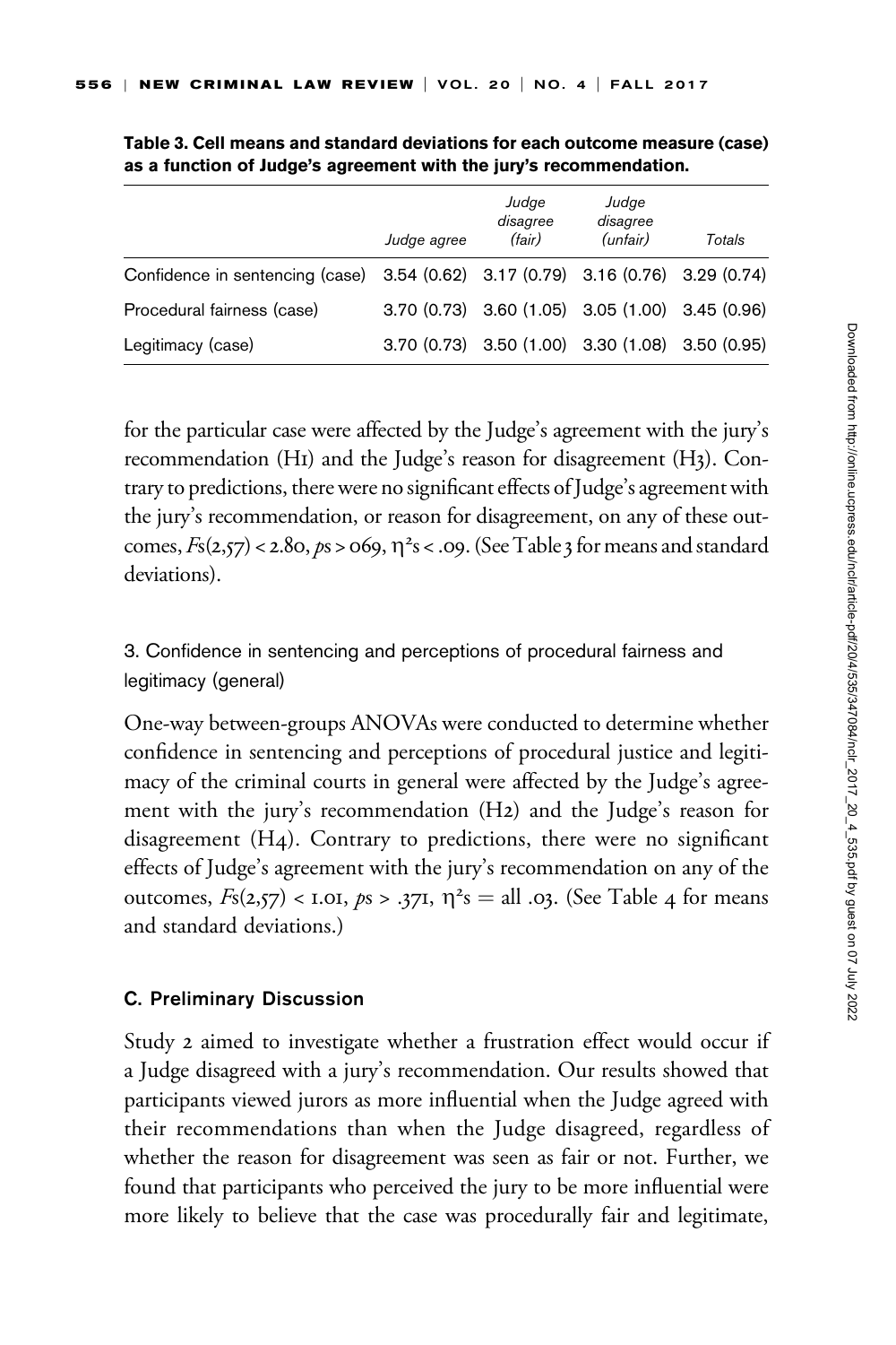**Table 3. Cell means and standard deviations for each outcome measure (case) as a function of Judge's agreement with the jury's recommendation.**

| | *Judge agree* | *Judge disagree (fair)* | *Judge disagree (unfair)* | *Totals* |
|---|---|---|---|---|
| Confidence in sentencing (case) | 3.54 (0.62) | 3.17 (0.79) | 3.16 (0.76) | 3.29 (0.74) |
| Procedural fairness (case) | 3.70 (0.73) | 3.60 (1.05) | 3.05 (1.00) | 3.45 (0.96) |
| Legitimacy (case) | 3.70 (0.73) | 3.50 (1.00) | 3.30 (1.08) | 3.50 (0.95) |

for the particular case were affected by the Judge's agreement with the jury's recommendation (H1) and the Judge's reason for disagreement (H3). Contrary to predictions, there were no significant effects of Judge's agreement with the jury's recommendation, or reason for disagreement, on any of these outcomes, $Fs(2,57) < 2.80$, $ps > 069$, $\eta^2s < .09$. (See Table 3 for means and standard deviations).

3. Confidence in sentencing and perceptions of procedural fairness and legitimacy (general)

One-way between-groups ANOVAs were conducted to determine whether confidence in sentencing and perceptions of procedural justice and legitimacy of the criminal courts in general were affected by the Judge's agreement with the jury's recommendation (H2) and the Judge's reason for disagreement (H4). Contrary to predictions, there were no significant effects of Judge's agreement with the jury's recommendation on any of the outcomes, $Fs(2,57) < 1.01$, $ps > .371$, $\eta^2s =$ all .03. (See Table 4 for means and standard deviations.)

### C. Preliminary Discussion

Study 2 aimed to investigate whether a frustration effect would occur if a Judge disagreed with a jury's recommendation. Our results showed that participants viewed jurors as more influential when the Judge agreed with their recommendations than when the Judge disagreed, regardless of whether the reason for disagreement was seen as fair or not. Further, we found that participants who perceived the jury to be more influential were more likely to believe that the case was procedurally fair and legitimate,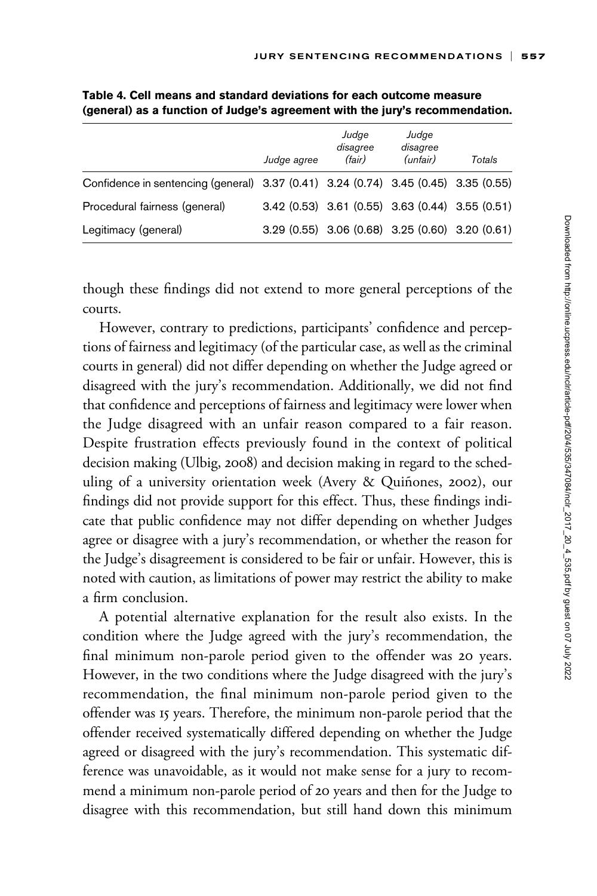**Table 4. Cell means and standard deviations for each outcome measure (general) as a function of Judge's agreement with the jury's recommendation.**

| | *Judge agree* | *Judge disagree (fair)* | *Judge disagree (unfair)* | *Totals* |
|---|---|---|---|---|
| Confidence in sentencing (general) | 3.37 (0.41) | 3.24 (0.74) | 3.45 (0.45) | 3.35 (0.55) |
| Procedural fairness (general) | 3.42 (0.53) | 3.61 (0.55) | 3.63 (0.44) | 3.55 (0.51) |
| Legitimacy (general) | 3.29 (0.55) | 3.06 (0.68) | 3.25 (0.60) | 3.20 (0.61) |

though these findings did not extend to more general perceptions of the courts.

However, contrary to predictions, participants' confidence and perceptions of fairness and legitimacy (of the particular case, as well as the criminal courts in general) did not differ depending on whether the Judge agreed or disagreed with the jury's recommendation. Additionally, we did not find that confidence and perceptions of fairness and legitimacy were lower when the Judge disagreed with an unfair reason compared to a fair reason. Despite frustration effects previously found in the context of political decision making (Ulbig, 2008) and decision making in regard to the scheduling of a university orientation week (Avery & Quiñones, 2002), our findings did not provide support for this effect. Thus, these findings indicate that public confidence may not differ depending on whether Judges agree or disagree with a jury's recommendation, or whether the reason for the Judge's disagreement is considered to be fair or unfair. However, this is noted with caution, as limitations of power may restrict the ability to make a firm conclusion.

A potential alternative explanation for the result also exists. In the condition where the Judge agreed with the jury's recommendation, the final minimum non-parole period given to the offender was 20 years. However, in the two conditions where the Judge disagreed with the jury's recommendation, the final minimum non-parole period given to the offender was 15 years. Therefore, the minimum non-parole period that the offender received systematically differed depending on whether the Judge agreed or disagreed with the jury's recommendation. This systematic difference was unavoidable, as it would not make sense for a jury to recommend a minimum non-parole period of 20 years and then for the Judge to disagree with this recommendation, but still hand down this minimum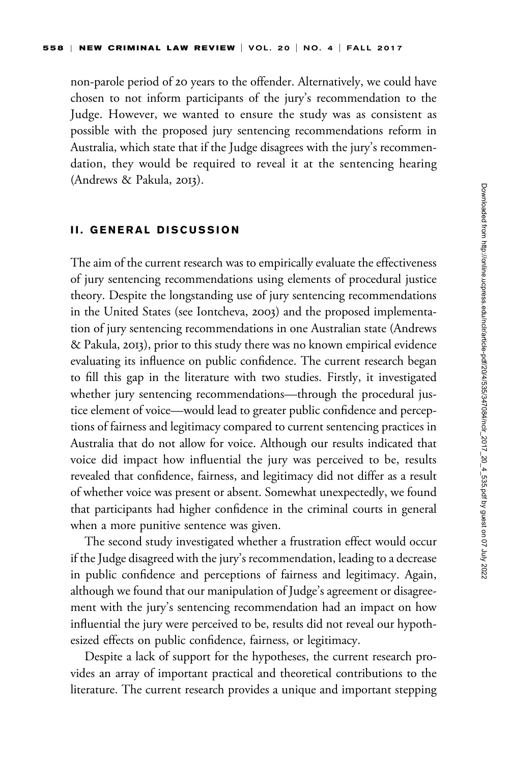non-parole period of 20 years to the offender. Alternatively, we could have chosen to not inform participants of the jury's recommendation to the Judge. However, we wanted to ensure the study was as consistent as possible with the proposed jury sentencing recommendations reform in Australia, which state that if the Judge disagrees with the jury's recommendation, they would be required to reveal it at the sentencing hearing (Andrews & Pakula, 2013).

## II. GENERAL DISCUSSION

The aim of the current research was to empirically evaluate the effectiveness of jury sentencing recommendations using elements of procedural justice theory. Despite the longstanding use of jury sentencing recommendations in the United States (see Iontcheva, 2003) and the proposed implementation of jury sentencing recommendations in one Australian state (Andrews & Pakula, 2013), prior to this study there was no known empirical evidence evaluating its influence on public confidence. The current research began to fill this gap in the literature with two studies. Firstly, it investigated whether jury sentencing recommendations—through the procedural justice element of voice—would lead to greater public confidence and perceptions of fairness and legitimacy compared to current sentencing practices in Australia that do not allow for voice. Although our results indicated that voice did impact how influential the jury was perceived to be, results revealed that confidence, fairness, and legitimacy did not differ as a result of whether voice was present or absent. Somewhat unexpectedly, we found that participants had higher confidence in the criminal courts in general when a more punitive sentence was given.

The second study investigated whether a frustration effect would occur if the Judge disagreed with the jury's recommendation, leading to a decrease in public confidence and perceptions of fairness and legitimacy. Again, although we found that our manipulation of Judge's agreement or disagreement with the jury's sentencing recommendation had an impact on how influential the jury were perceived to be, results did not reveal our hypothesized effects on public confidence, fairness, or legitimacy.

Despite a lack of support for the hypotheses, the current research provides an array of important practical and theoretical contributions to the literature. The current research provides a unique and important stepping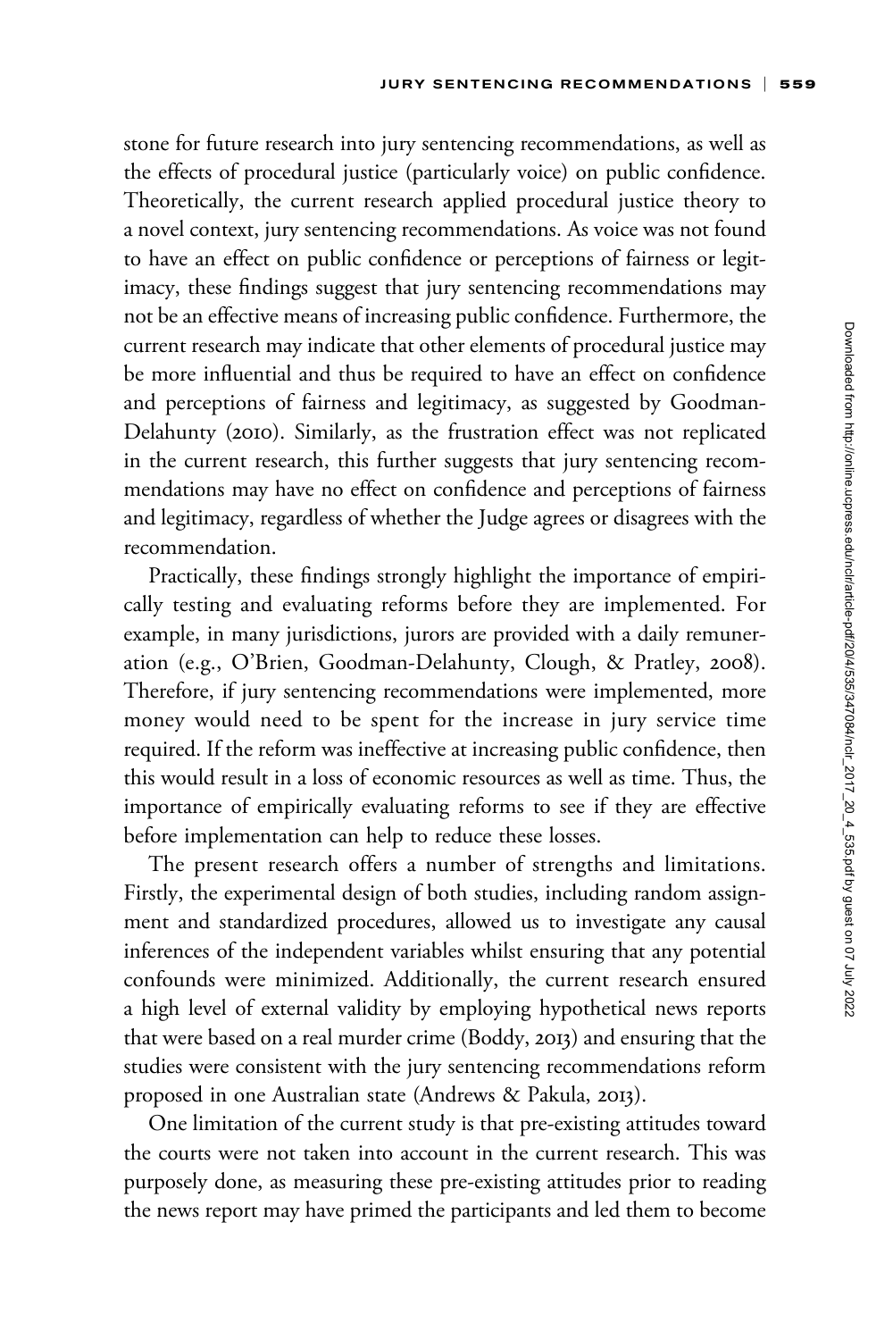stone for future research into jury sentencing recommendations, as well as the effects of procedural justice (particularly voice) on public confidence. Theoretically, the current research applied procedural justice theory to a novel context, jury sentencing recommendations. As voice was not found to have an effect on public confidence or perceptions of fairness or legitimacy, these findings suggest that jury sentencing recommendations may not be an effective means of increasing public confidence. Furthermore, the current research may indicate that other elements of procedural justice may be more influential and thus be required to have an effect on confidence and perceptions of fairness and legitimacy, as suggested by Goodman-Delahunty (2010). Similarly, as the frustration effect was not replicated in the current research, this further suggests that jury sentencing recommendations may have no effect on confidence and perceptions of fairness and legitimacy, regardless of whether the Judge agrees or disagrees with the recommendation.

Practically, these findings strongly highlight the importance of empirically testing and evaluating reforms before they are implemented. For example, in many jurisdictions, jurors are provided with a daily remuneration (e.g., O'Brien, Goodman-Delahunty, Clough, & Pratley, 2008). Therefore, if jury sentencing recommendations were implemented, more money would need to be spent for the increase in jury service time required. If the reform was ineffective at increasing public confidence, then this would result in a loss of economic resources as well as time. Thus, the importance of empirically evaluating reforms to see if they are effective before implementation can help to reduce these losses.

The present research offers a number of strengths and limitations. Firstly, the experimental design of both studies, including random assignment and standardized procedures, allowed us to investigate any causal inferences of the independent variables whilst ensuring that any potential confounds were minimized. Additionally, the current research ensured a high level of external validity by employing hypothetical news reports that were based on a real murder crime (Boddy, 2013) and ensuring that the studies were consistent with the jury sentencing recommendations reform proposed in one Australian state (Andrews & Pakula, 2013).

One limitation of the current study is that pre-existing attitudes toward the courts were not taken into account in the current research. This was purposely done, as measuring these pre-existing attitudes prior to reading the news report may have primed the participants and led them to become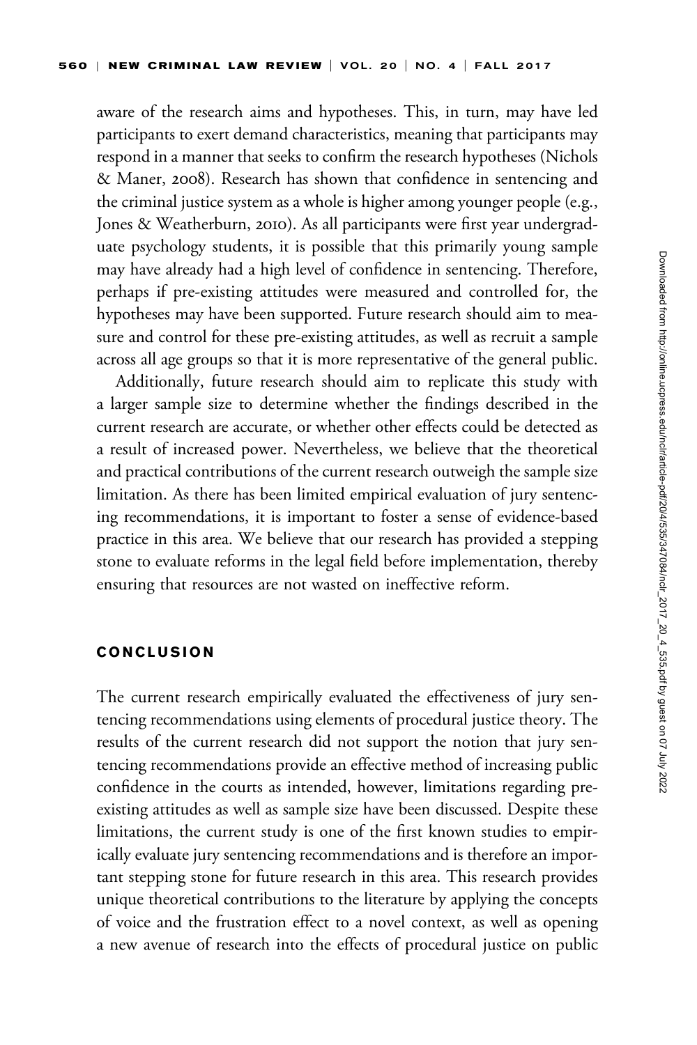aware of the research aims and hypotheses. This, in turn, may have led participants to exert demand characteristics, meaning that participants may respond in a manner that seeks to confirm the research hypotheses (Nichols & Maner, 2008). Research has shown that confidence in sentencing and the criminal justice system as a whole is higher among younger people (e.g., Jones & Weatherburn, 2010). As all participants were first year undergraduate psychology students, it is possible that this primarily young sample may have already had a high level of confidence in sentencing. Therefore, perhaps if pre-existing attitudes were measured and controlled for, the hypotheses may have been supported. Future research should aim to measure and control for these pre-existing attitudes, as well as recruit a sample across all age groups so that it is more representative of the general public.

Additionally, future research should aim to replicate this study with a larger sample size to determine whether the findings described in the current research are accurate, or whether other effects could be detected as a result of increased power. Nevertheless, we believe that the theoretical and practical contributions of the current research outweigh the sample size limitation. As there has been limited empirical evaluation of jury sentencing recommendations, it is important to foster a sense of evidence-based practice in this area. We believe that our research has provided a stepping stone to evaluate reforms in the legal field before implementation, thereby ensuring that resources are not wasted on ineffective reform.

## CONCLUSION

The current research empirically evaluated the effectiveness of jury sentencing recommendations using elements of procedural justice theory. The results of the current research did not support the notion that jury sentencing recommendations provide an effective method of increasing public confidence in the courts as intended, however, limitations regarding pre-existing attitudes as well as sample size have been discussed. Despite these limitations, the current study is one of the first known studies to empirically evaluate jury sentencing recommendations and is therefore an important stepping stone for future research in this area. This research provides unique theoretical contributions to the literature by applying the concepts of voice and the frustration effect to a novel context, as well as opening a new avenue of research into the effects of procedural justice on public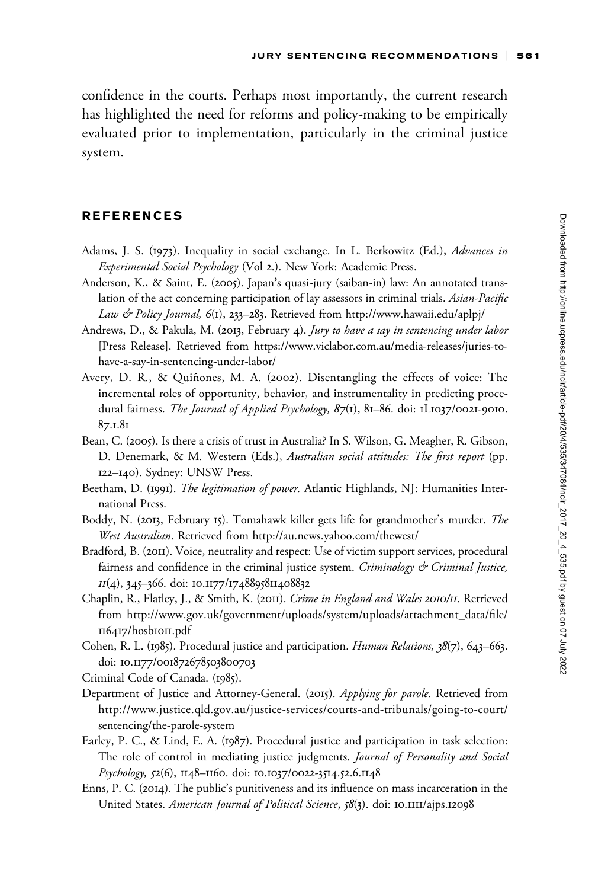confidence in the courts. Perhaps most importantly, the current research has highlighted the need for reforms and policy-making to be empirically evaluated prior to implementation, particularly in the criminal justice system.

## REFERENCES

Adams, J. S. (1973). Inequality in social exchange. In L. Berkowitz (Ed.), *Advances in Experimental Social Psychology* (Vol 2.). New York: Academic Press.

Anderson, K., & Saint, E. (2005). Japan's quasi-jury (saiban-in) law: An annotated translation of the act concerning participation of lay assessors in criminal trials. *Asian-Pacific Law & Policy Journal, 6*(1), 233–283. Retrieved from http://www.hawaii.edu/aplpj/

Andrews, D., & Pakula, M. (2013, February 4). *Jury to have a say in sentencing under labor* [Press Release]. Retrieved from https://www.viclabor.com.au/media-releases/juries-to-have-a-say-in-sentencing-under-labor/

Avery, D. R., & Quiñones, M. A. (2002). Disentangling the effects of voice: The incremental roles of opportunity, behavior, and instrumentality in predicting procedural fairness. *The Journal of Applied Psychology, 87*(1), 81–86. doi: 1L1037/0021-9010.87.1.81

Bean, C. (2005). Is there a crisis of trust in Australia? In S. Wilson, G. Meagher, R. Gibson, D. Denemark, & M. Western (Eds.), *Australian social attitudes: The first report* (pp. 122–140). Sydney: UNSW Press.

Beetham, D. (1991). *The legitimation of power.* Atlantic Highlands, NJ: Humanities International Press.

Boddy, N. (2013, February 15). Tomahawk killer gets life for grandmother's murder. *The West Australian*. Retrieved from http://au.news.yahoo.com/thewest/

Bradford, B. (2011). Voice, neutrality and respect: Use of victim support services, procedural fairness and confidence in the criminal justice system. *Criminology & Criminal Justice, 11*(4), 345–366. doi: 10.1177/1748895811408832

Chaplin, R., Flatley, J., & Smith, K. (2011). *Crime in England and Wales 2010/11*. Retrieved from http://www.gov.uk/government/uploads/system/uploads/attachment_data/file/116417/hosb1011.pdf

Cohen, R. L. (1985). Procedural justice and participation. *Human Relations, 38*(7), 643–663. doi: 10.1177/001872678503800703

Criminal Code of Canada. (1985).

Department of Justice and Attorney-General. (2015). *Applying for parole*. Retrieved from http://www.justice.qld.gov.au/justice-services/courts-and-tribunals/going-to-court/sentencing/the-parole-system

Earley, P. C., & Lind, E. A. (1987). Procedural justice and participation in task selection: The role of control in mediating justice judgments. *Journal of Personality and Social Psychology, 52*(6), 1148–1160. doi: 10.1037/0022-3514.52.6.1148

Enns, P. C. (2014). The public's punitiveness and its influence on mass incarceration in the United States. *American Journal of Political Science*, *58*(3). doi: 10.1111/ajps.12098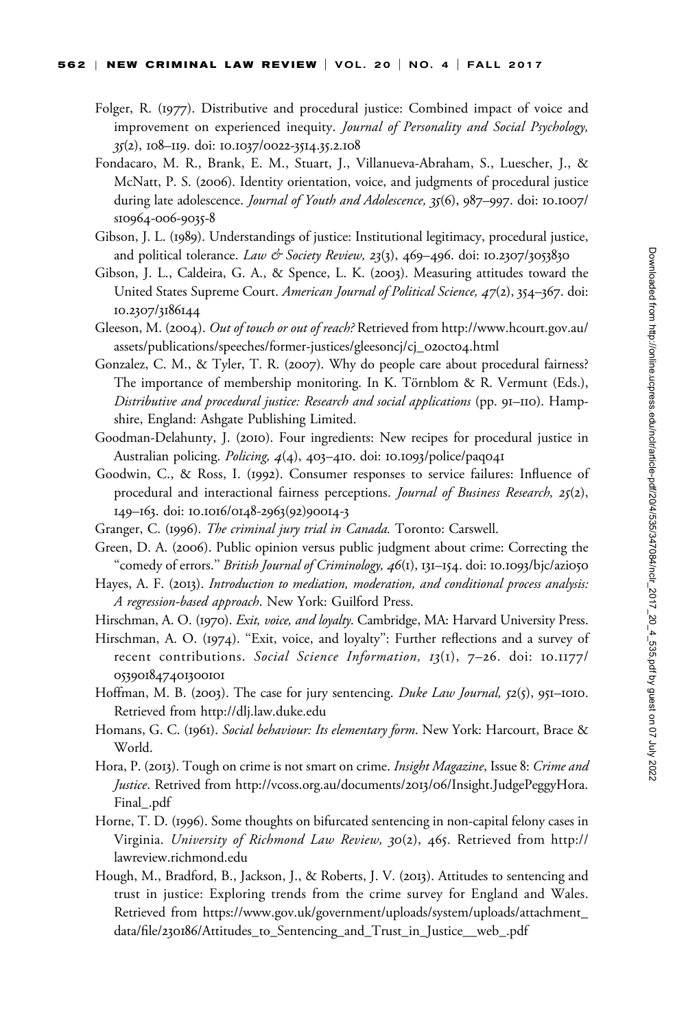Folger, R. (1977). Distributive and procedural justice: Combined impact of voice and improvement on experienced inequity. *Journal of Personality and Social Psychology, 35*(2), 108–119. doi: 10.1037/0022-3514.35.2.108

Fondacaro, M. R., Brank, E. M., Stuart, J., Villanueva-Abraham, S., Luescher, J., & McNatt, P. S. (2006). Identity orientation, voice, and judgments of procedural justice during late adolescence. *Journal of Youth and Adolescence, 35*(6), 987–997. doi: 10.1007/s10964-006-9035-8

Gibson, J. L. (1989). Understandings of justice: Institutional legitimacy, procedural justice, and political tolerance. *Law & Society Review, 23*(3), 469–496. doi: 10.2307/3053830

Gibson, J. L., Caldeira, G. A., & Spence, L. K. (2003). Measuring attitudes toward the United States Supreme Court. *American Journal of Political Science, 47*(2), 354–367. doi: 10.2307/3186144

Gleeson, M. (2004). *Out of touch or out of reach?* Retrieved from http://www.hcourt.gov.au/assets/publications/speeches/former-justices/gleesoncj/cj_02oct04.html

Gonzalez, C. M., & Tyler, T. R. (2007). Why do people care about procedural fairness? The importance of membership monitoring. In K. Törnblom & R. Vermunt (Eds.), *Distributive and procedural justice: Research and social applications* (pp. 91–110). Hampshire, England: Ashgate Publishing Limited.

Goodman-Delahunty, J. (2010). Four ingredients: New recipes for procedural justice in Australian policing. *Policing, 4*(4), 403–410. doi: 10.1093/police/paq041

Goodwin, C., & Ross, I. (1992). Consumer responses to service failures: Influence of procedural and interactional fairness perceptions. *Journal of Business Research, 25*(2), 149–163. doi: 10.1016/0148-2963(92)90014-3

Granger, C. (1996). *The criminal jury trial in Canada.* Toronto: Carswell.

Green, D. A. (2006). Public opinion versus public judgment about crime: Correcting the "comedy of errors." *British Journal of Criminology, 46*(1), 131–154. doi: 10.1093/bjc/azi050

Hayes, A. F. (2013). *Introduction to mediation, moderation, and conditional process analysis: A regression-based approach*. New York: Guilford Press.

Hirschman, A. O. (1970). *Exit, voice, and loyalty.* Cambridge, MA: Harvard University Press.

Hirschman, A. O. (1974). "Exit, voice, and loyalty": Further reflections and a survey of recent contributions. *Social Science Information, 13*(1), 7–26. doi: 10.1177/053901847401300101

Hoffman, M. B. (2003). The case for jury sentencing. *Duke Law Journal, 52*(5), 951–1010. Retrieved from http://dlj.law.duke.edu

Homans, G. C. (1961). *Social behaviour: Its elementary form*. New York: Harcourt, Brace & World.

Hora, P. (2013). Tough on crime is not smart on crime. *Insight Magazine*, Issue 8: *Crime and Justice*. Retrived from http://vcoss.org.au/documents/2013/06/Insight.JudgePeggyHora.Final_.pdf

Horne, T. D. (1996). Some thoughts on bifurcated sentencing in non-capital felony cases in Virginia. *University of Richmond Law Review, 30*(2), 465. Retrieved from http://lawreview.richmond.edu

Hough, M., Bradford, B., Jackson, J., & Roberts, J. V. (2013). Attitudes to sentencing and trust in justice: Exploring trends from the crime survey for England and Wales. Retrieved from https://www.gov.uk/government/uploads/system/uploads/attachment_data/file/230186/Attitudes_to_Sentencing_and_Trust_in_Justice__web_.pdf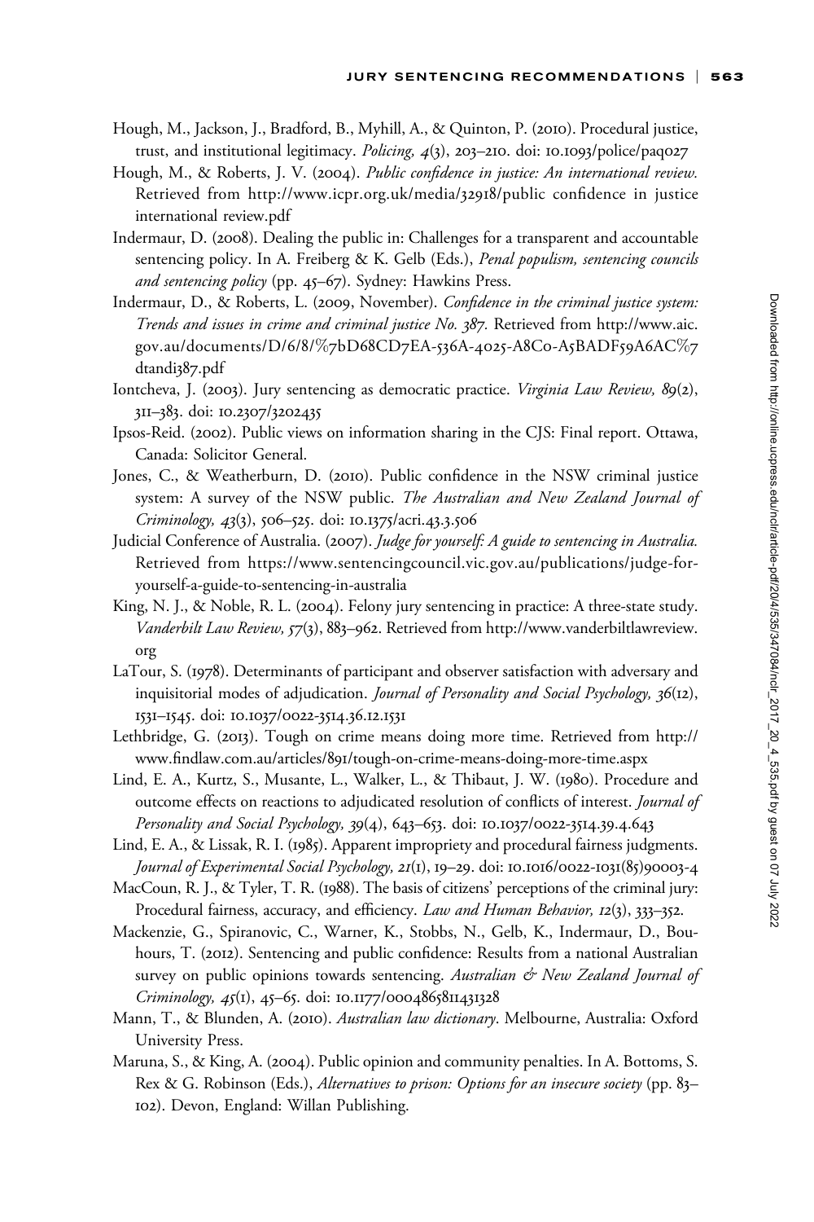Hough, M., Jackson, J., Bradford, B., Myhill, A., & Quinton, P. (2010). Procedural justice, trust, and institutional legitimacy. *Policing, 4*(3), 203–210. doi: 10.1093/police/paq027

Hough, M., & Roberts, J. V. (2004). *Public confidence in justice: An international review.* Retrieved from http://www.icpr.org.uk/media/32918/public confidence in justice international review.pdf

Indermaur, D. (2008). Dealing the public in: Challenges for a transparent and accountable sentencing policy. In A. Freiberg & K. Gelb (Eds.), *Penal populism, sentencing councils and sentencing policy* (pp. 45–67). Sydney: Hawkins Press.

Indermaur, D., & Roberts, L. (2009, November). *Confidence in the criminal justice system: Trends and issues in crime and criminal justice No. 387.* Retrieved from http://www.aic.gov.au/documents/D/6/8/%7bD68CD7EA-536A-4025-A8C0-A5BADF59A6AC%7dtandi387.pdf

Iontcheva, J. (2003). Jury sentencing as democratic practice. *Virginia Law Review, 89*(2), 311–383. doi: 10.2307/3202435

Ipsos-Reid. (2002). Public views on information sharing in the CJS: Final report. Ottawa, Canada: Solicitor General.

Jones, C., & Weatherburn, D. (2010). Public confidence in the NSW criminal justice system: A survey of the NSW public. *The Australian and New Zealand Journal of Criminology, 43*(3), 506–525. doi: 10.1375/acri.43.3.506

Judicial Conference of Australia. (2007). *Judge for yourself: A guide to sentencing in Australia.* Retrieved from https://www.sentencingcouncil.vic.gov.au/publications/judge-for-yourself-a-guide-to-sentencing-in-australia

King, N. J., & Noble, R. L. (2004). Felony jury sentencing in practice: A three-state study. *Vanderbilt Law Review, 57*(3), 883–962. Retrieved from http://www.vanderbiltlawreview.org

LaTour, S. (1978). Determinants of participant and observer satisfaction with adversary and inquisitorial modes of adjudication. *Journal of Personality and Social Psychology, 36*(12), 1531–1545. doi: 10.1037/0022-3514.36.12.1531

Lethbridge, G. (2013). Tough on crime means doing more time. Retrieved from http://www.findlaw.com.au/articles/891/tough-on-crime-means-doing-more-time.aspx

Lind, E. A., Kurtz, S., Musante, L., Walker, L., & Thibaut, J. W. (1980). Procedure and outcome effects on reactions to adjudicated resolution of conflicts of interest. *Journal of Personality and Social Psychology, 39*(4), 643–653. doi: 10.1037/0022-3514.39.4.643

Lind, E. A., & Lissak, R. I. (1985). Apparent impropriety and procedural fairness judgments. *Journal of Experimental Social Psychology, 21*(1), 19–29. doi: 10.1016/0022-1031(85)90003-4

MacCoun, R. J., & Tyler, T. R. (1988). The basis of citizens' perceptions of the criminal jury: Procedural fairness, accuracy, and efficiency. *Law and Human Behavior, 12*(3), 333–352.

Mackenzie, G., Spiranovic, C., Warner, K., Stobbs, N., Gelb, K., Indermaur, D., Bouhours, T. (2012). Sentencing and public confidence: Results from a national Australian survey on public opinions towards sentencing. *Australian & New Zealand Journal of Criminology, 45*(1), 45–65. doi: 10.1177/0004865811431328

Mann, T., & Blunden, A. (2010). *Australian law dictionary.* Melbourne, Australia: Oxford University Press.

Maruna, S., & King, A. (2004). Public opinion and community penalties. In A. Bottoms, S. Rex & G. Robinson (Eds.), *Alternatives to prison: Options for an insecure society* (pp. 83–102). Devon, England: Willan Publishing.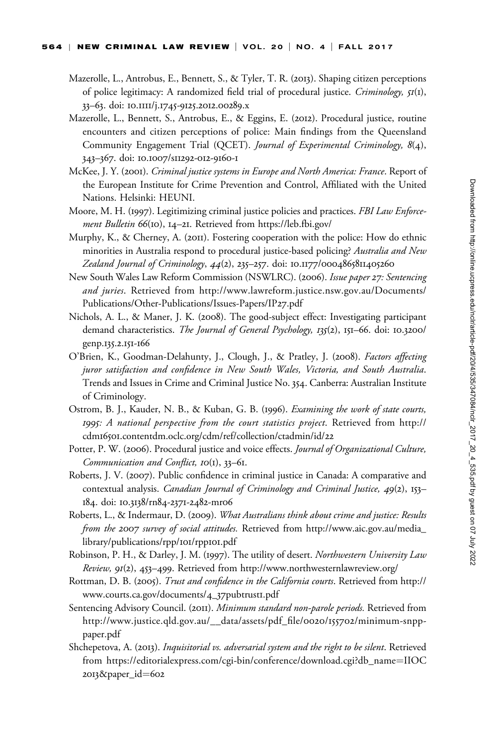Mazerolle, L., Antrobus, E., Bennett, S., & Tyler, T. R. (2013). Shaping citizen perceptions of police legitimacy: A randomized field trial of procedural justice. *Criminology, 51*(1), 33–63. doi: 10.1111/j.1745-9125.2012.00289.x

Mazerolle, L., Bennett, S., Antrobus, E., & Eggins, E. (2012). Procedural justice, routine encounters and citizen perceptions of police: Main findings from the Queensland Community Engagement Trial (QCET). *Journal of Experimental Criminology, 8*(4), 343–367. doi: 10.1007/s11292-012-9160-1

McKee, J. Y. (2001). *Criminal justice systems in Europe and North America: France*. Report of the European Institute for Crime Prevention and Control, Affiliated with the United Nations. Helsinki: HEUNI.

Moore, M. H. (1997). Legitimizing criminal justice policies and practices. *FBI Law Enforcement Bulletin 66*(10), 14–21. Retrieved from https://leb.fbi.gov/

Murphy, K., & Cherney, A. (2011). Fostering cooperation with the police: How do ethnic minorities in Australia respond to procedural justice-based policing? *Australia and New Zealand Journal of Criminology*, *44*(2), 235–257. doi: 10.1177/0004865811405260

New South Wales Law Reform Commission (NSWLRC). (2006). *Issue paper 27: Sentencing and juries*. Retrieved from http://www.lawreform.justice.nsw.gov.au/Documents/Publications/Other-Publications/Issues-Papers/IP27.pdf

Nichols, A. L., & Maner, J. K. (2008). The good-subject effect: Investigating participant demand characteristics. *The Journal of General Psychology, 135*(2), 151–66. doi: 10.3200/genp.135.2.151-166

O'Brien, K., Goodman-Delahunty, J., Clough, J., & Pratley, J. (2008). *Factors affecting juror satisfaction and confidence in New South Wales, Victoria, and South Australia*. Trends and Issues in Crime and Criminal Justice No. 354. Canberra: Australian Institute of Criminology.

Ostrom, B. J., Kauder, N. B., & Kuban, G. B. (1996). *Examining the work of state courts, 1995: A national perspective from the court statistics project*. Retrieved from http://cdm16501.contentdm.oclc.org/cdm/ref/collection/ctadmin/id/22

Potter, P. W. (2006). Procedural justice and voice effects. *Journal of Organizational Culture, Communication and Conflict, 10*(1), 33–61.

Roberts, J. V. (2007). Public confidence in criminal justice in Canada: A comparative and contextual analysis. *Canadian Journal of Criminology and Criminal Justice, 49*(2), 153–184. doi: 10.3138/rn84-2371-2482-mr06

Roberts, L., & Indermaur, D. (2009). *What Australians think about crime and justice: Results from the 2007 survey of social attitudes.* Retrieved from http://www.aic.gov.au/media_library/publications/rpp/101/rpp101.pdf

Robinson, P. H., & Darley, J. M. (1997). The utility of desert. *Northwestern University Law Review, 91*(2), 453–499. Retrieved from http://www.northwesternlawreview.org/

Rottman, D. B. (2005). *Trust and confidence in the California courts*. Retrieved from http://www.courts.ca.gov/documents/4_37pubtrust1.pdf

Sentencing Advisory Council. (2011). *Minimum standard non-parole periods.* Retrieved from http://www.justice.qld.gov.au/__data/assets/pdf_file/0020/155702/minimum-snpp-paper.pdf

Shchepetova, A. (2013). *Inquisitorial vs. adversarial system and the right to be silent*. Retrieved from https://editorialexpress.com/cgi-bin/conference/download.cgi?db_name=IIOC2013&paper_id=602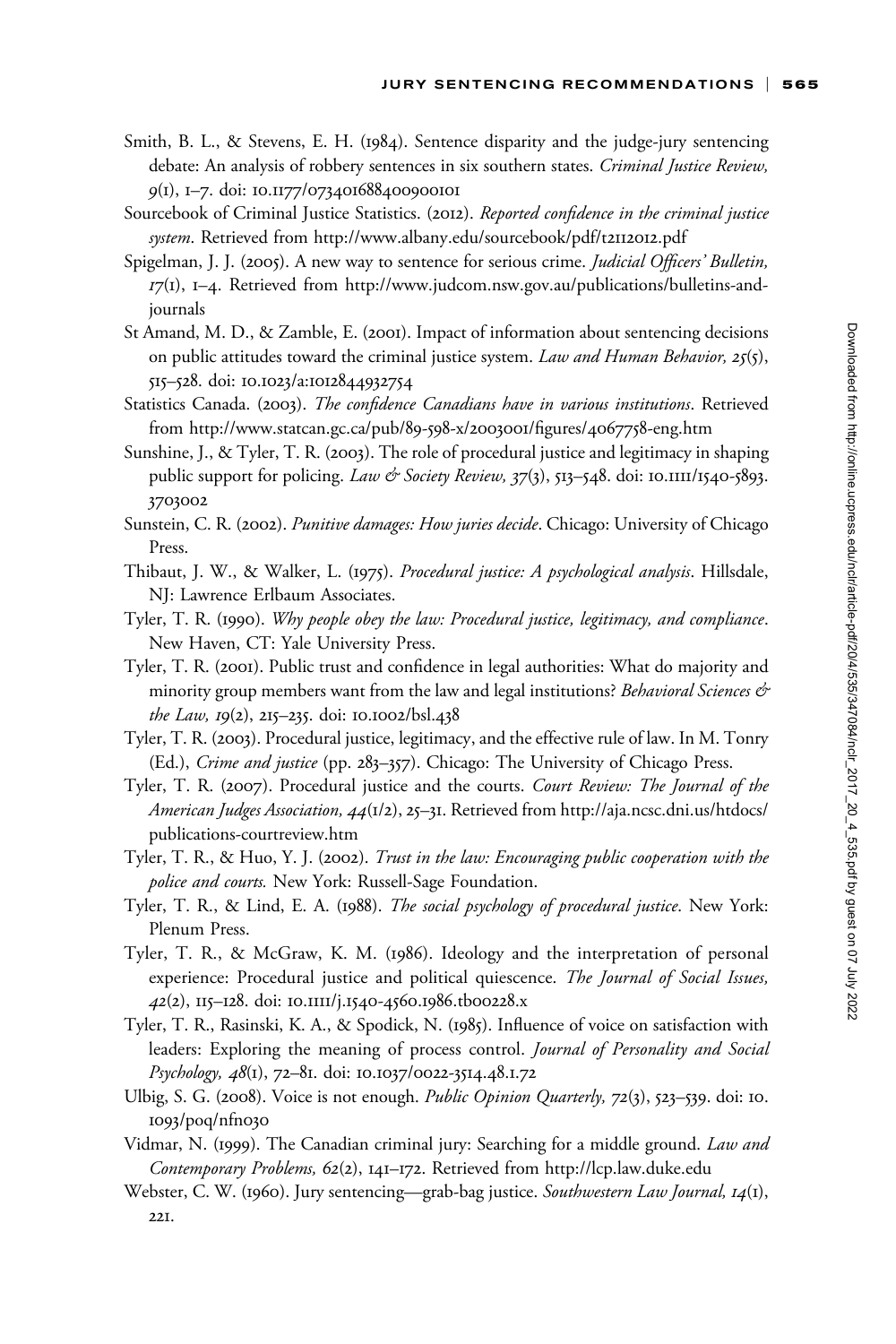Smith, B. L., & Stevens, E. H. (1984). Sentence disparity and the judge-jury sentencing debate: An analysis of robbery sentences in six southern states. *Criminal Justice Review, 9*(1), 1–7. doi: 10.1177/073401688400900101

Sourcebook of Criminal Justice Statistics. (2012). *Reported confidence in the criminal justice system*. Retrieved from http://www.albany.edu/sourcebook/pdf/t2112012.pdf

Spigelman, J. J. (2005). A new way to sentence for serious crime. *Judicial Officers' Bulletin, 17*(1), 1–4. Retrieved from http://www.judcom.nsw.gov.au/publications/bulletins-and-journals

St Amand, M. D., & Zamble, E. (2001). Impact of information about sentencing decisions on public attitudes toward the criminal justice system. *Law and Human Behavior, 25*(5), 515–528. doi: 10.1023/a:1012844932754

Statistics Canada. (2003). *The confidence Canadians have in various institutions*. Retrieved from http://www.statcan.gc.ca/pub/89-598-x/2003001/figures/4067758-eng.htm

Sunshine, J., & Tyler, T. R. (2003). The role of procedural justice and legitimacy in shaping public support for policing. *Law & Society Review, 37*(3), 513–548. doi: 10.1111/1540-5893.3703002

Sunstein, C. R. (2002). *Punitive damages: How juries decide*. Chicago: University of Chicago Press.

Thibaut, J. W., & Walker, L. (1975). *Procedural justice: A psychological analysis*. Hillsdale, NJ: Lawrence Erlbaum Associates.

Tyler, T. R. (1990). *Why people obey the law: Procedural justice, legitimacy, and compliance*. New Haven, CT: Yale University Press.

Tyler, T. R. (2001). Public trust and confidence in legal authorities: What do majority and minority group members want from the law and legal institutions? *Behavioral Sciences & the Law, 19*(2), 215–235. doi: 10.1002/bsl.438

Tyler, T. R. (2003). Procedural justice, legitimacy, and the effective rule of law. In M. Tonry (Ed.), *Crime and justice* (pp. 283–357). Chicago: The University of Chicago Press.

Tyler, T. R. (2007). Procedural justice and the courts. *Court Review: The Journal of the American Judges Association, 44*(1/2), 25–31. Retrieved from http://aja.ncsc.dni.us/htdocs/publications-courtreview.htm

Tyler, T. R., & Huo, Y. J. (2002). *Trust in the law: Encouraging public cooperation with the police and courts.* New York: Russell-Sage Foundation.

Tyler, T. R., & Lind, E. A. (1988). *The social psychology of procedural justice*. New York: Plenum Press.

Tyler, T. R., & McGraw, K. M. (1986). Ideology and the interpretation of personal experience: Procedural justice and political quiescence. *The Journal of Social Issues, 42*(2), 115–128. doi: 10.1111/j.1540-4560.1986.tb00228.x

Tyler, T. R., Rasinski, K. A., & Spodick, N. (1985). Influence of voice on satisfaction with leaders: Exploring the meaning of process control. *Journal of Personality and Social Psychology, 48*(1), 72–81. doi: 10.1037/0022-3514.48.1.72

Ulbig, S. G. (2008). Voice is not enough. *Public Opinion Quarterly, 72*(3), 523–539. doi: 10.1093/poq/nfn030

Vidmar, N. (1999). The Canadian criminal jury: Searching for a middle ground. *Law and Contemporary Problems, 62*(2), 141–172. Retrieved from http://lcp.law.duke.edu

Webster, C. W. (1960). Jury sentencing—grab-bag justice. *Southwestern Law Journal, 14*(1), 221.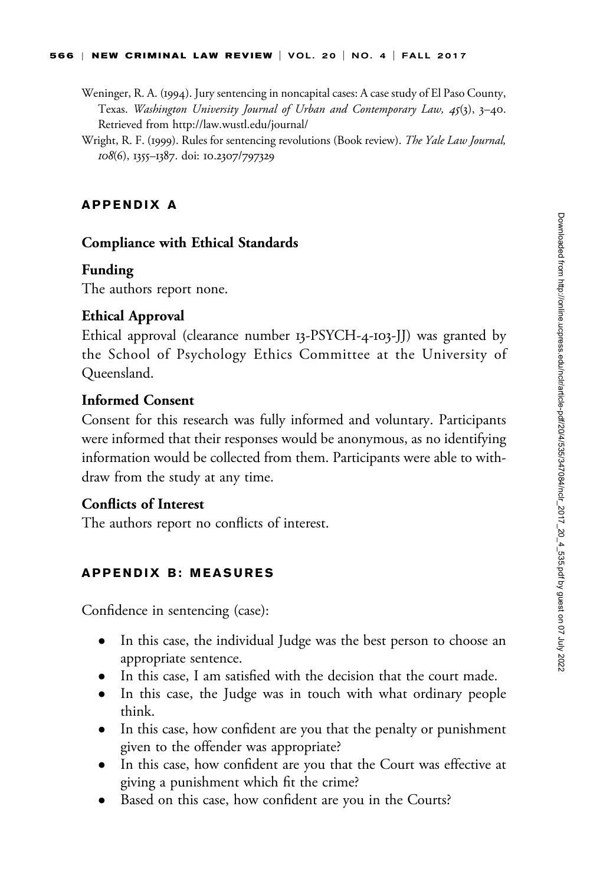Weninger, R. A. (1994). Jury sentencing in noncapital cases: A case study of El Paso County, Texas. *Washington University Journal of Urban and Contemporary Law, 45*(3), 3–40. Retrieved from http://law.wustl.edu/journal/

Wright, R. F. (1999). Rules for sentencing revolutions (Book review). *The Yale Law Journal, 108*(6), 1355–1387. doi: 10.2307/797329

## APPENDIX A

### Compliance with Ethical Standards

**Funding**

The authors report none.

**Ethical Approval**

Ethical approval (clearance number 13-PSYCH-4-103-JJ) was granted by the School of Psychology Ethics Committee at the University of Queensland.

**Informed Consent**

Consent for this research was fully informed and voluntary. Participants were informed that their responses would be anonymous, as no identifying information would be collected from them. Participants were able to withdraw from the study at any time.

**Conflicts of Interest**

The authors report no conflicts of interest.

## APPENDIX B: MEASURES

Confidence in sentencing (case):

- In this case, the individual Judge was the best person to choose an appropriate sentence.
- In this case, I am satisfied with the decision that the court made.
- In this case, the Judge was in touch with what ordinary people think.
- In this case, how confident are you that the penalty or punishment given to the offender was appropriate?
- In this case, how confident are you that the Court was effective at giving a punishment which fit the crime?
- Based on this case, how confident are you in the Courts?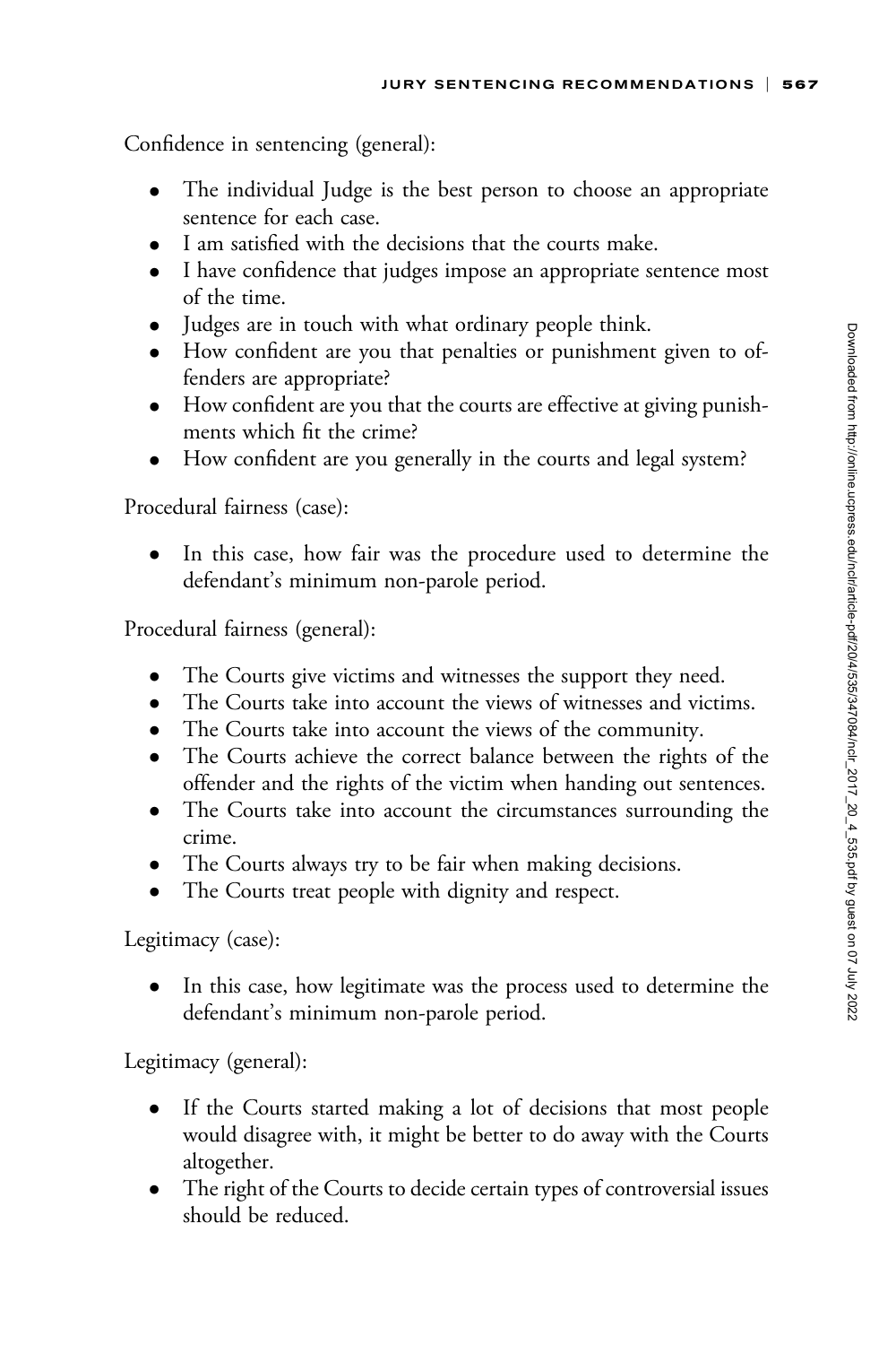Confidence in sentencing (general):

- The individual Judge is the best person to choose an appropriate sentence for each case.
- I am satisfied with the decisions that the courts make.
- I have confidence that judges impose an appropriate sentence most of the time.
- Judges are in touch with what ordinary people think.
- How confident are you that penalties or punishment given to offenders are appropriate?
- How confident are you that the courts are effective at giving punishments which fit the crime?
- How confident are you generally in the courts and legal system?

Procedural fairness (case):

- In this case, how fair was the procedure used to determine the defendant's minimum non-parole period.

Procedural fairness (general):

- The Courts give victims and witnesses the support they need.
- The Courts take into account the views of witnesses and victims.
- The Courts take into account the views of the community.
- The Courts achieve the correct balance between the rights of the offender and the rights of the victim when handing out sentences.
- The Courts take into account the circumstances surrounding the crime.
- The Courts always try to be fair when making decisions.
- The Courts treat people with dignity and respect.

Legitimacy (case):

- In this case, how legitimate was the process used to determine the defendant's minimum non-parole period.

Legitimacy (general):

- If the Courts started making a lot of decisions that most people would disagree with, it might be better to do away with the Courts altogether.
- The right of the Courts to decide certain types of controversial issues should be reduced.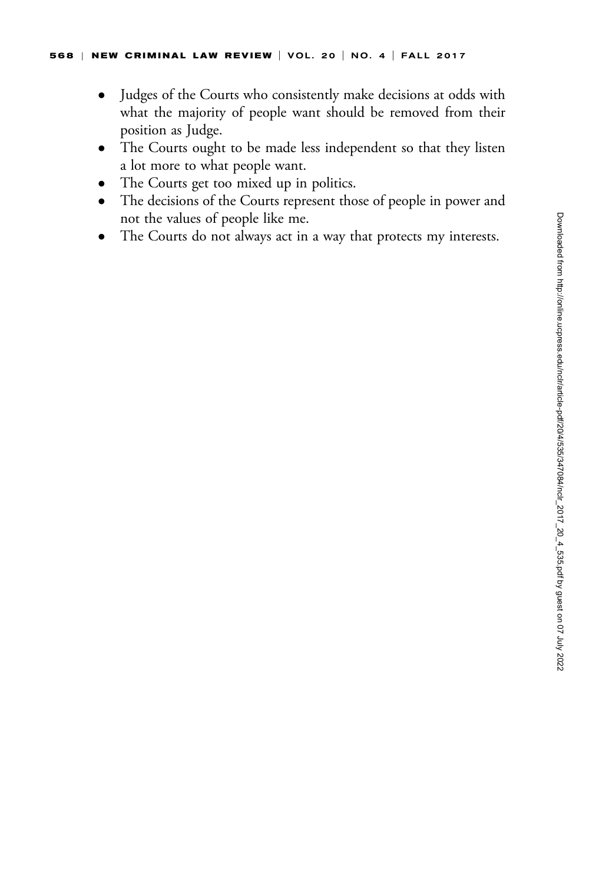- Judges of the Courts who consistently make decisions at odds with what the majority of people want should be removed from their position as Judge.
- The Courts ought to be made less independent so that they listen a lot more to what people want.
- The Courts get too mixed up in politics.
- The decisions of the Courts represent those of people in power and not the values of people like me.
- The Courts do not always act in a way that protects my interests.